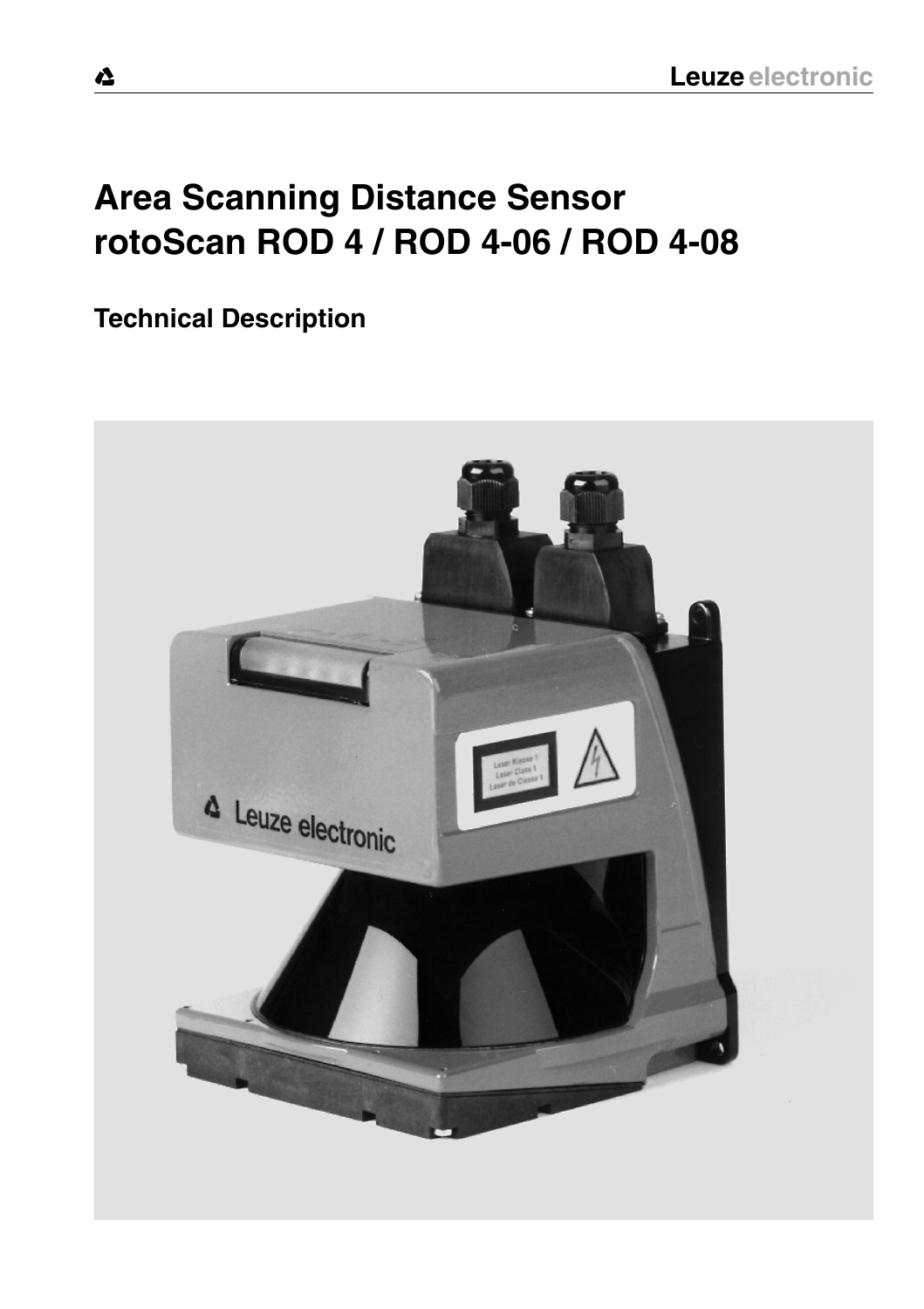# Area Scanning Distance Sensor rotoScan ROD 4 / ROD 4-06 / ROD 4-08

## Technical Description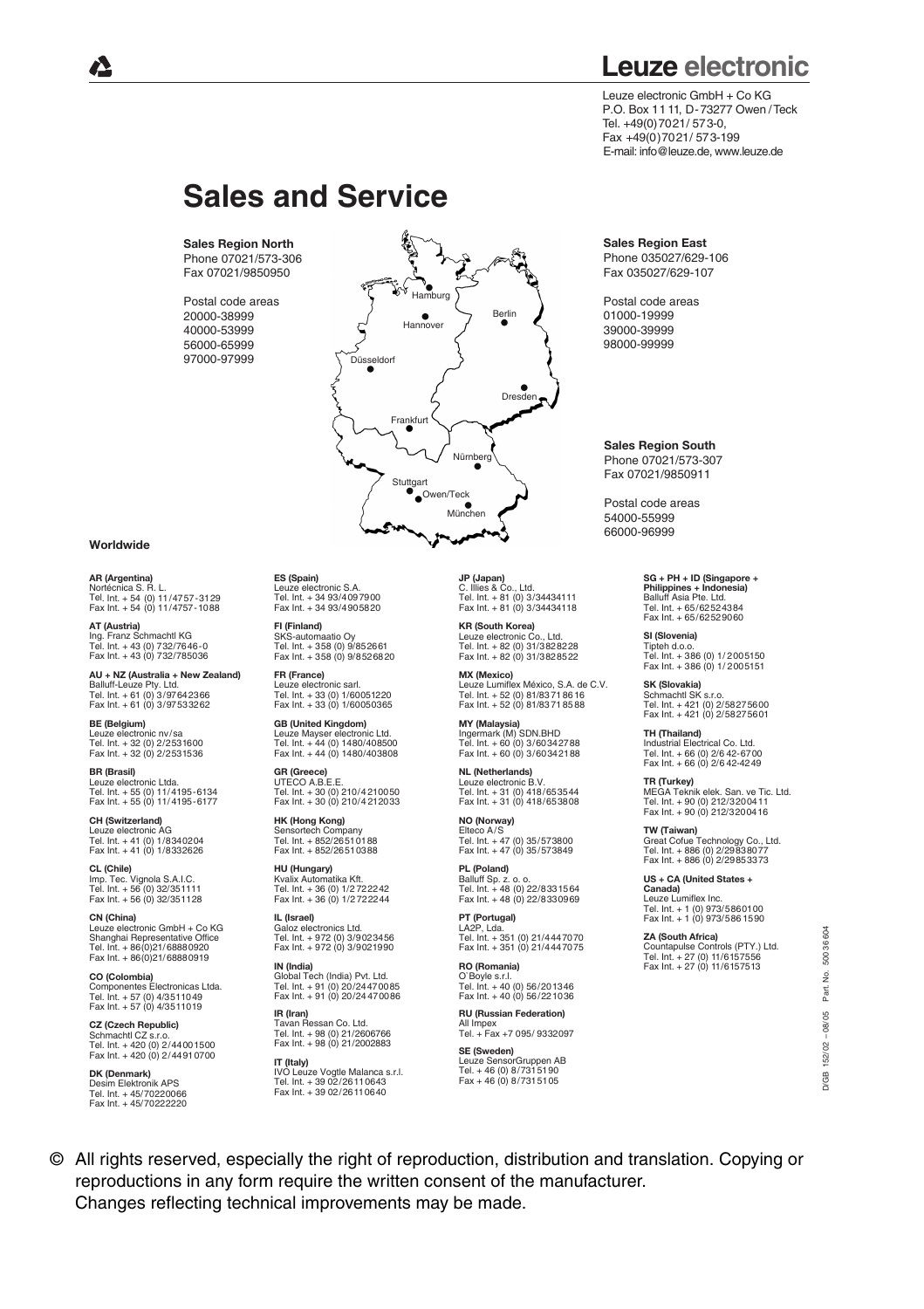# Leuze electronic

Leuze electronic GmbH + Co KG
P.O. Box 11 11, D-73277 Owen / Teck
Tel. +49(0)7021/ 573-0,
Fax +49(0)7021/ 573-199
E-mail: info@leuze.de, www.leuze.de

# Sales and Service

**Sales Region North**
Phone 07021/573-306
Fax 07021/9850950

Postal code areas
20000-38999
40000-53999
56000-65999
97000-97999

**Sales Region East**
Phone 035027/629-106
Fax 035027/629-107

Postal code areas
01000-19999
39000-39999
98000-99999

**Sales Region South**
Phone 07021/573-307
Fax 07021/9850911

Postal code areas
54000-55999
66000-96999

Hamburg, Hannover, Berlin, Düsseldorf, Dresden, Frankfurt, Nürnberg, Stuttgart, Owen/Teck, München

**Worldwide**

**AR (Argentina)**
Nortécnica S. R. L.
Tel. Int. + 54 (0) 11/4757-3129
Fax Int. + 54 (0) 11/4757-1088

**AT (Austria)**
Ing. Franz Schmachtl KG
Tel. Int. + 43 (0) 732/7646-0
Fax Int. + 43 (0) 732/785036

**AU + NZ (Australia + New Zealand)**
Balluff-Leuze Pty. Ltd.
Tel. Int. + 61 (0) 3/97642366
Fax Int. + 61 (0) 3/97533262

**BE (Belgium)**
Leuze electronic nv/sa
Tel. Int. + 32 (0) 2/2531600
Fax Int. + 32 (0) 2/2531536

**BR (Brasil)**
Leuze electronic Ltda.
Tel. Int. + 55 (0) 11/4195-6134
Fax Int. + 55 (0) 11/4195-6177

**CH (Switzerland)**
Leuze electronic AG
Tel. Int. + 41 (0) 1/8340204
Fax Int. + 41 (0) 1/8332626

**CL (Chile)**
Imp. Tec. Vignola S.A.I.C.
Tel. Int. + 56 (0) 32/351111
Fax Int. + 56 (0) 32/351128

**CN (China)**
Leuze electronic GmbH + Co KG
Shanghai Representative Office
Tel. Int. + 86(0)21/68880920
Fax Int. + 86(0)21/68880919

**CO (Colombia)**
Componentes Electronicas Ltda.
Tel. Int. + 57 (0) 4/3511049
Fax Int. + 57 (0) 4/3511019

**CZ (Czech Republic)**
Schmachtl CZ s.r.o.
Tel. Int. + 420 (0) 2/44001500
Fax Int. + 420 (0) 2/44910700

**DK (Denmark)**
Desim Elektronik APS
Tel. Int. + 45/70220066
Fax Int. + 45/70222220

**ES (Spain)**
Leuze electronic S.A.
Tel. Int. + 34 93/4097900
Fax Int. + 34 93/4905820

**FI (Finland)**
SKS-automaatio Oy
Tel. Int. + 358 (0) 9/852661
Fax Int. + 358 (0) 9/8526820

**FR (France)**
Leuze electronic sarl.
Tel. Int. + 33 (0) 1/60051220
Fax Int. + 33 (0) 1/60050365

**GB (United Kingdom)**
Leuze Mayser electronic Ltd.
Tel. Int. + 44 (0) 1480/408500
Fax Int. + 44 (0) 1480/403808

**GR (Greece)**
UTECO A.B.E.E.
Tel. Int. + 30 (0) 210/4210050
Fax Int. + 30 (0) 210/4212033

**HK (Hong Kong)**
Sensortech Company
Tel. Int. + 852/26510188
Fax Int. + 852/26510388

**HU (Hungary)**
Kvalix Automatika Kft.
Tel. Int. + 36 (0) 1/2722242
Fax Int. + 36 (0) 1/2722244

**IL (Israel)**
Galoz electronics Ltd.
Tel. Int. + 972 (0) 3/9023456
Fax Int. + 972 (0) 3/9021990

**IN (India)**
Global Tech (India) Pvt. Ltd.
Tel. Int. + 91 (0) 20/24470085
Fax Int. + 91 (0) 20/24470086

**IR (Iran)**
Tavan Ressan Co. Ltd.
Tel. Int. + 98 (0) 21/2606766
Fax Int. + 98 (0) 21/2002883

**IT (Italy)**
IVO Leuze Vogtle Malanca s.r.l.
Tel. Int. + 39 02/26110643
Fax Int. + 39 02/26110640

**JP (Japan)**
C. Illies & Co., Ltd.
Tel. Int. + 81 (0) 3/34434111
Fax Int. + 81 (0) 3/34434118

**KR (South Korea)**
Leuze electronic Co., Ltd.
Tel. Int. + 82 (0) 31/3828228
Fax Int. + 82 (0) 31/3828522

**MX (Mexico)**
Leuze Lumiflex México, S.A. de C.V.
Tel. Int. + 52 (0) 81/83718616
Fax Int. + 52 (0) 81/83718588

**MY (Malaysia)**
Ingermark (M) SDN.BHD
Tel. Int. + 60 (0) 3/60342788
Fax Int. + 60 (0) 3/60342188

**NL (Netherlands)**
Leuze electronic B.V.
Tel. Int. + 31 (0) 418/653544
Fax Int. + 31 (0) 418/653808

**NO (Norway)**
Elteco A/S
Tel. Int. + 47 (0) 35/573800
Fax Int. + 47 (0) 35/573849

**PL (Poland)**
Balluff Sp. z. o. o.
Tel. Int. + 48 (0) 22/8331564
Fax Int. + 48 (0) 22/8330969

**PT (Portugal)**
LA2P, Lda.
Tel. Int. + 351 (0) 21/4447070
Fax Int. + 351 (0) 21/4447075

**RO (Romania)**
O`Boyle s.r.l.
Tel. Int. + 40 (0) 56/201346
Fax Int. + 40 (0) 56/221036

**RU (Russian Federation)**
All Impex
Tel. + Fax +7 095/ 9332097

**SE (Sweden)**
Leuze SensorGruppen AB
Tel. + 46 (0) 8/7315190
Fax + 46 (0) 8/7315105

**SG + PH + ID (Singapore + Philippines + Indonesia)**
Balluff Asia Pte. Ltd.
Tel. Int. + 65/62524384
Fax Int. + 65/62529060

**SI (Slovenia)**
Tipteh d.o.o.
Tel. Int. + 386 (0) 1/2005150
Fax Int. + 386 (0) 1/2005151

**SK (Slovakia)**
Schmachtl SK s.r.o.
Tel. Int. + 421 (0) 2/58275600
Fax Int. + 421 (0) 2/58275601

**TH (Thailand)**
Industrial Electrical Co. Ltd.
Tel. Int. + 66 (0) 2/6 42-6700
Fax Int. + 66 (0) 2/6 42-4249

**TR (Turkey)**
MEGA Teknik elek. San. ve Tic. Ltd.
Tel. Int. + 90 (0) 212/3200411
Fax Int. + 90 (0) 212/3200416

**TW (Taiwan)**
Great Cofue Technology Co., Ltd.
Tel. Int. + 886 (0) 2/29838077
Fax Int. + 886 (0) 2/29853373

**US + CA (United States + Canada)**
Leuze Lumiflex Inc.
Tel. Int. + 1 (0) 973/5860100
Fax Int. + 1 (0) 973/586 1590

**ZA (South Africa)**
Countapulse Controls (PTY.) Ltd.
Tel. Int. + 27 (0) 11/6157556
Fax Int. + 27 (0) 11/6157513

D/GB 152/02 - 08/05 Part. No. 500 36 604

© All rights reserved, especially the right of reproduction, distribution and translation. Copying or reproductions in any form require the written consent of the manufacturer.
Changes reflecting technical improvements may be made.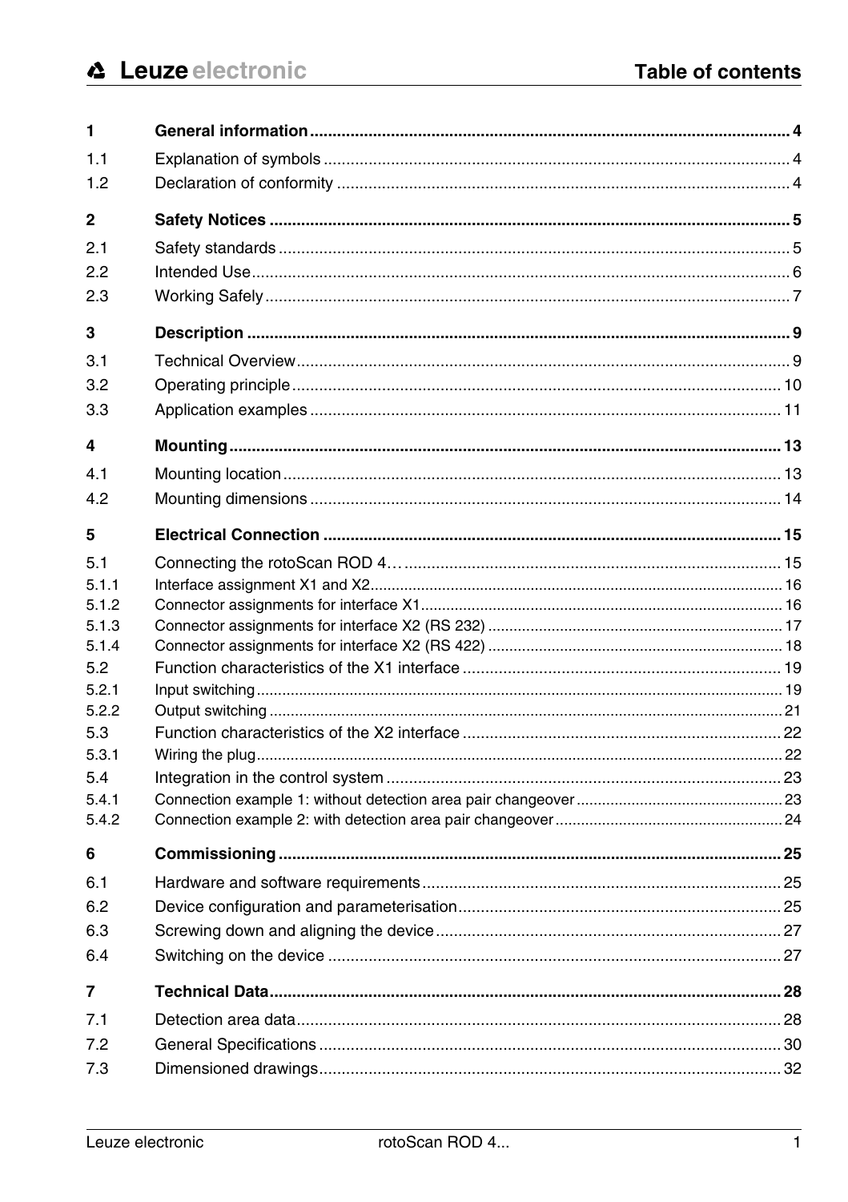# Table of contents

| | | |
|---|---|---|
| **1** | **General information** | **4** |
| 1.1 | Explanation of symbols | 4 |
| 1.2 | Declaration of conformity | 4 |
| **2** | **Safety Notices** | **5** |
| 2.1 | Safety standards | 5 |
| 2.2 | Intended Use | 6 |
| 2.3 | Working Safely | 7 |
| **3** | **Description** | **9** |
| 3.1 | Technical Overview | 9 |
| 3.2 | Operating principle | 10 |
| 3.3 | Application examples | 11 |
| **4** | **Mounting** | **13** |
| 4.1 | Mounting location | 13 |
| 4.2 | Mounting dimensions | 14 |
| **5** | **Electrical Connection** | **15** |
| 5.1 | Connecting the rotoScan ROD 4… | 15 |
| 5.1.1 | Interface assignment X1 and X2 | 16 |
| 5.1.2 | Connector assignments for interface X1 | 16 |
| 5.1.3 | Connector assignments for interface X2 (RS 232) | 17 |
| 5.1.4 | Connector assignments for interface X2 (RS 422) | 18 |
| 5.2 | Function characteristics of the X1 interface | 19 |
| 5.2.1 | Input switching | 19 |
| 5.2.2 | Output switching | 21 |
| 5.3 | Function characteristics of the X2 interface | 22 |
| 5.3.1 | Wiring the plug | 22 |
| 5.4 | Integration in the control system | 23 |
| 5.4.1 | Connection example 1: without detection area pair changeover | 23 |
| 5.4.2 | Connection example 2: with detection area pair changeover | 24 |
| **6** | **Commissioning** | **25** |
| 6.1 | Hardware and software requirements | 25 |
| 6.2 | Device configuration and parameterisation | 25 |
| 6.3 | Screwing down and aligning the device | 27 |
| 6.4 | Switching on the device | 27 |
| **7** | **Technical Data** | **28** |
| 7.1 | Detection area data | 28 |
| 7.2 | General Specifications | 30 |
| 7.3 | Dimensioned drawings | 32 |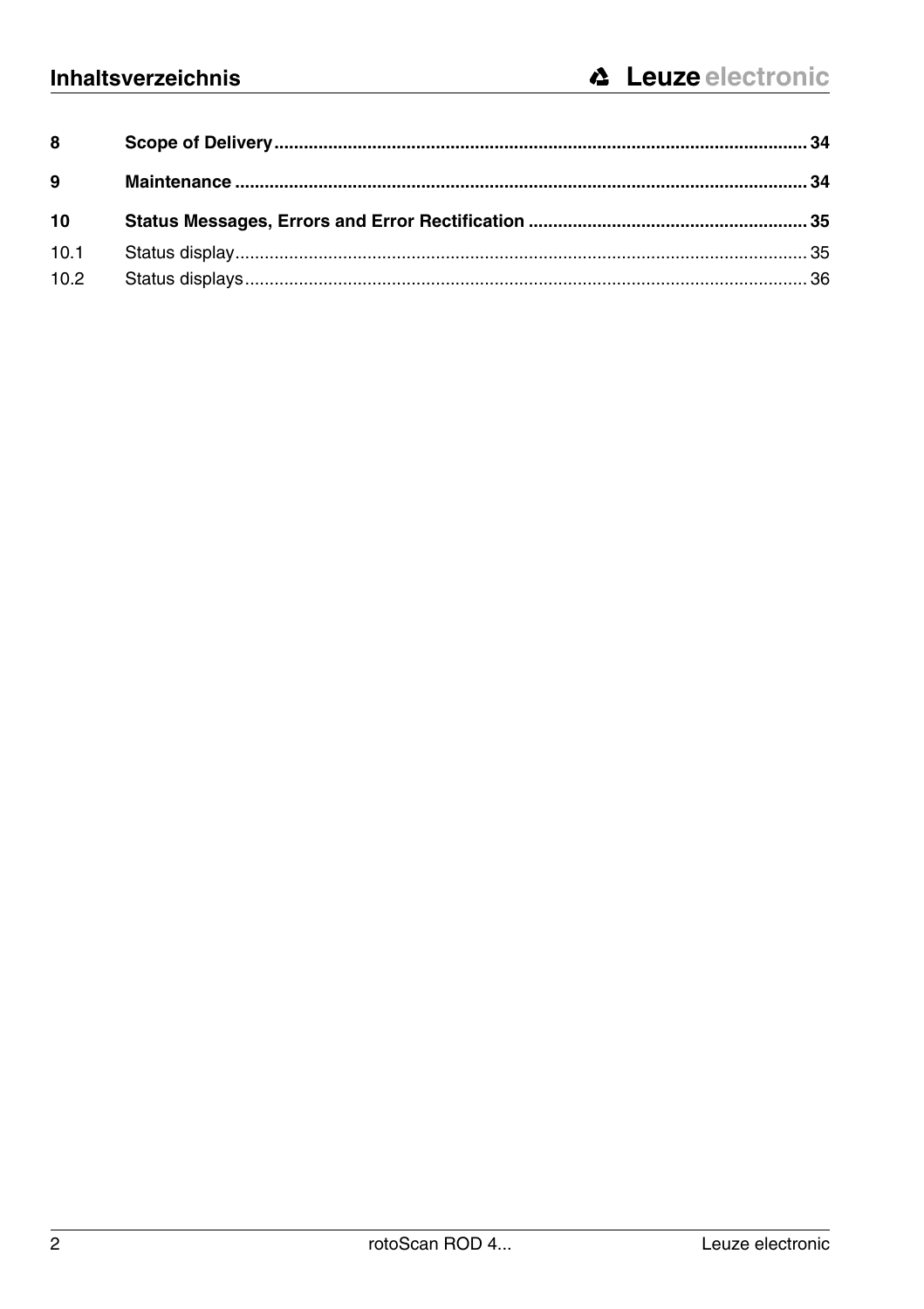| | | |
|---|---|---|
| **8** | **Scope of Delivery** | **34** |
| **9** | **Maintenance** | **34** |
| **10** | **Status Messages, Errors and Error Rectification** | **35** |
| 10.1 | Status display | 35 |
| 10.2 | Status displays | 36 |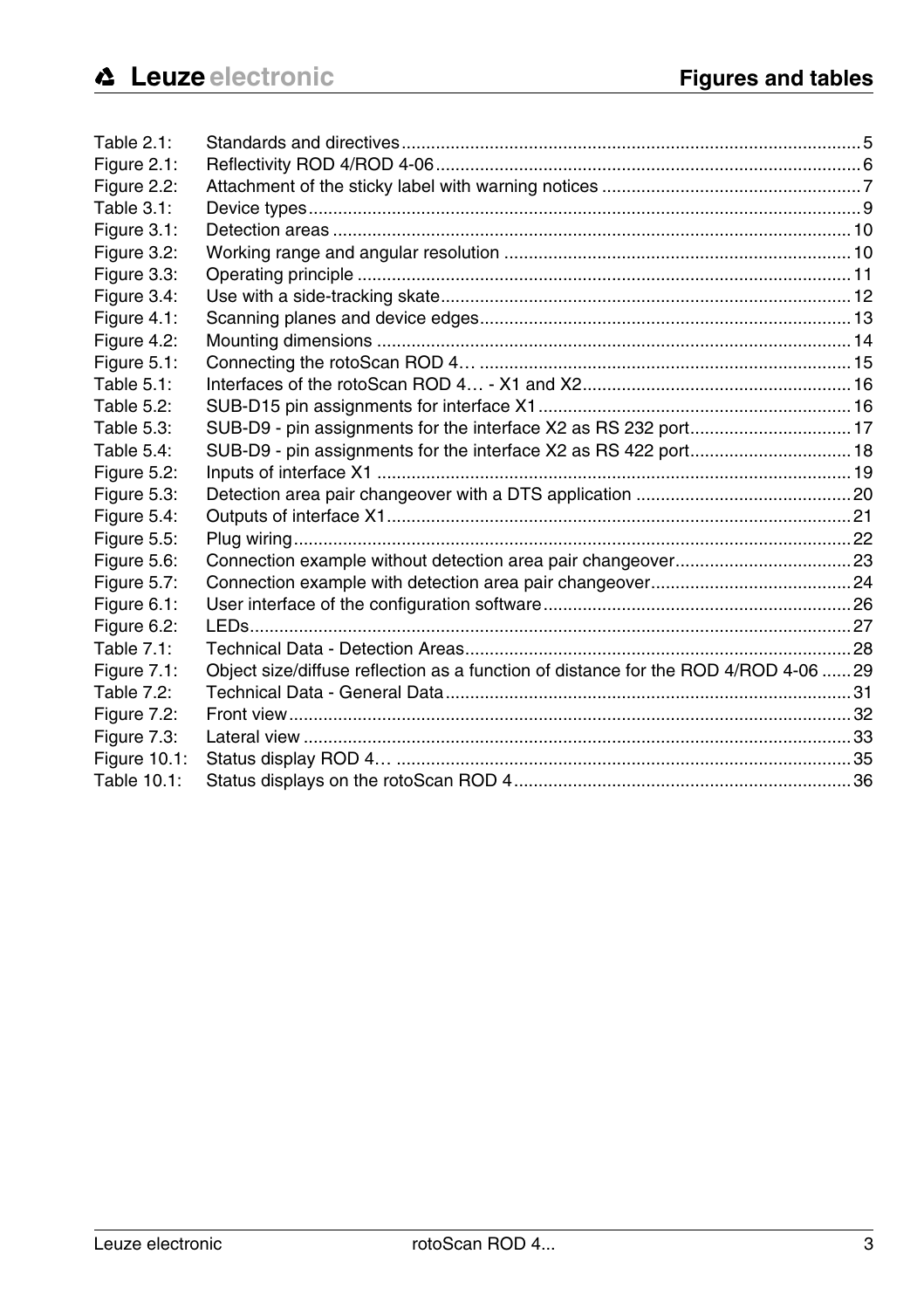| | | |
|---|---|---|
| Table 2.1: | Standards and directives | 5 |
| Figure 2.1: | Reflectivity ROD 4/ROD 4-06 | 6 |
| Figure 2.2: | Attachment of the sticky label with warning notices | 7 |
| Table 3.1: | Device types | 9 |
| Figure 3.1: | Detection areas | 10 |
| Figure 3.2: | Working range and angular resolution | 10 |
| Figure 3.3: | Operating principle | 11 |
| Figure 3.4: | Use with a side-tracking skate | 12 |
| Figure 4.1: | Scanning planes and device edges | 13 |
| Figure 4.2: | Mounting dimensions | 14 |
| Figure 5.1: | Connecting the rotoScan ROD 4… | 15 |
| Table 5.1: | Interfaces of the rotoScan ROD 4… - X1 and X2 | 16 |
| Table 5.2: | SUB-D15 pin assignments for interface X1 | 16 |
| Table 5.3: | SUB-D9 - pin assignments for the interface X2 as RS 232 port | 17 |
| Table 5.4: | SUB-D9 - pin assignments for the interface X2 as RS 422 port | 18 |
| Figure 5.2: | Inputs of interface X1 | 19 |
| Figure 5.3: | Detection area pair changeover with a DTS application | 20 |
| Figure 5.4: | Outputs of interface X1 | 21 |
| Figure 5.5: | Plug wiring | 22 |
| Figure 5.6: | Connection example without detection area pair changeover | 23 |
| Figure 5.7: | Connection example with detection area pair changeover | 24 |
| Figure 6.1: | User interface of the configuration software | 26 |
| Figure 6.2: | LEDs | 27 |
| Table 7.1: | Technical Data - Detection Areas | 28 |
| Figure 7.1: | Object size/diffuse reflection as a function of distance for the ROD 4/ROD 4-06 | 29 |
| Table 7.2: | Technical Data - General Data | 31 |
| Figure 7.2: | Front view | 32 |
| Figure 7.3: | Lateral view | 33 |
| Figure 10.1: | Status display ROD 4… | 35 |
| Table 10.1: | Status displays on the rotoScan ROD 4 | 36 |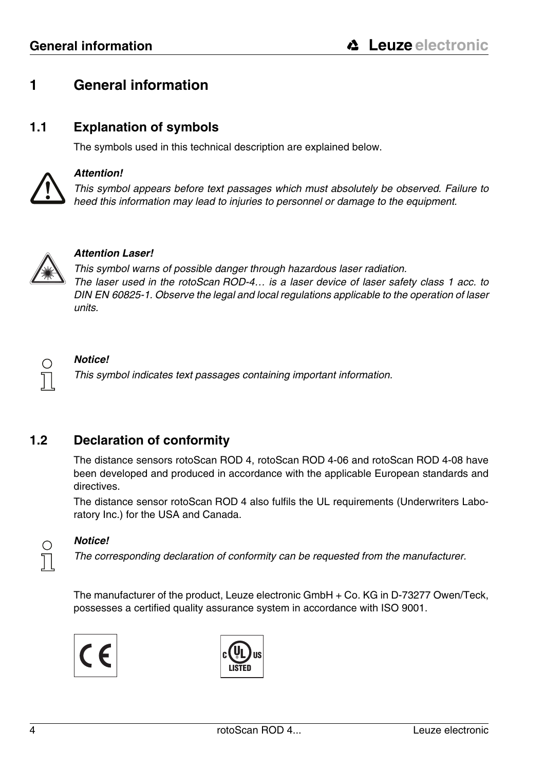# 1 General information

## 1.1 Explanation of symbols

The symbols used in this technical description are explained below.

***Attention!***

*This symbol appears before text passages which must absolutely be observed. Failure to heed this information may lead to injuries to personnel or damage to the equipment.*

***Attention Laser!***

*This symbol warns of possible danger through hazardous laser radiation.*
*The laser used in the rotoScan ROD-4… is a laser device of laser safety class 1 acc. to DIN EN 60825-1. Observe the legal and local regulations applicable to the operation of laser units.*

***Notice!***

*This symbol indicates text passages containing important information.*

## 1.2 Declaration of conformity

The distance sensors rotoScan ROD 4, rotoScan ROD 4-06 and rotoScan ROD 4-08 have been developed and produced in accordance with the applicable European standards and directives.

The distance sensor rotoScan ROD 4 also fulfils the UL requirements (Underwriters Laboratory Inc.) for the USA and Canada.

***Notice!***

*The corresponding declaration of conformity can be requested from the manufacturer.*

The manufacturer of the product, Leuze electronic GmbH + Co. KG in D-73277 Owen/Teck, possesses a certified quality assurance system in accordance with ISO 9001.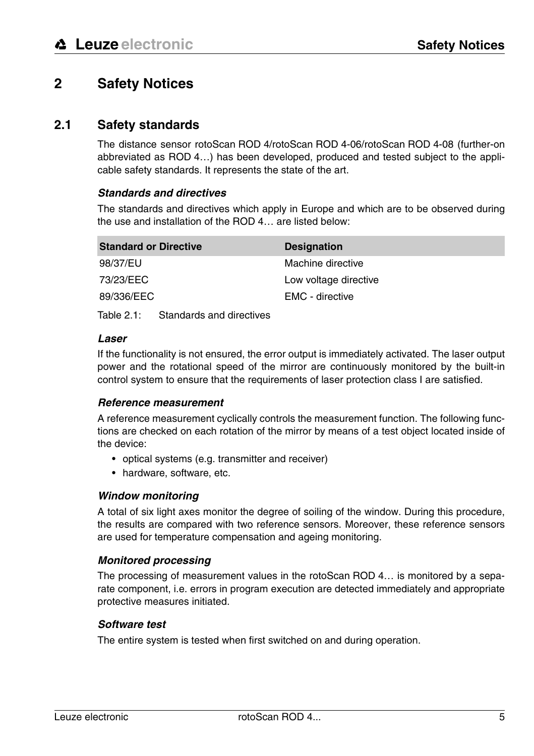# 2 Safety Notices

## 2.1 Safety standards

The distance sensor rotoScan ROD 4/rotoScan ROD 4-06/rotoScan ROD 4-08 (further-on abbreviated as ROD 4…) has been developed, produced and tested subject to the applicable safety standards. It represents the state of the art.

#### *Standards and directives*

The standards and directives which apply in Europe and which are to be observed during the use and installation of the ROD 4… are listed below:

| Standard or Directive | Designation |
|---|---|
| 98/37/EU | Machine directive |
| 73/23/EEC | Low voltage directive |
| 89/336/EEC | EMC - directive |

Table 2.1: Standards and directives

#### *Laser*

If the functionality is not ensured, the error output is immediately activated. The laser output power and the rotational speed of the mirror are continuously monitored by the built-in control system to ensure that the requirements of laser protection class I are satisfied.

#### *Reference measurement*

A reference measurement cyclically controls the measurement function. The following functions are checked on each rotation of the mirror by means of a test object located inside of the device:

- optical systems (e.g. transmitter and receiver)
- hardware, software, etc.

#### *Window monitoring*

A total of six light axes monitor the degree of soiling of the window. During this procedure, the results are compared with two reference sensors. Moreover, these reference sensors are used for temperature compensation and ageing monitoring.

#### *Monitored processing*

The processing of measurement values in the rotoScan ROD 4… is monitored by a separate component, i.e. errors in program execution are detected immediately and appropriate protective measures initiated.

#### *Software test*

The entire system is tested when first switched on and during operation.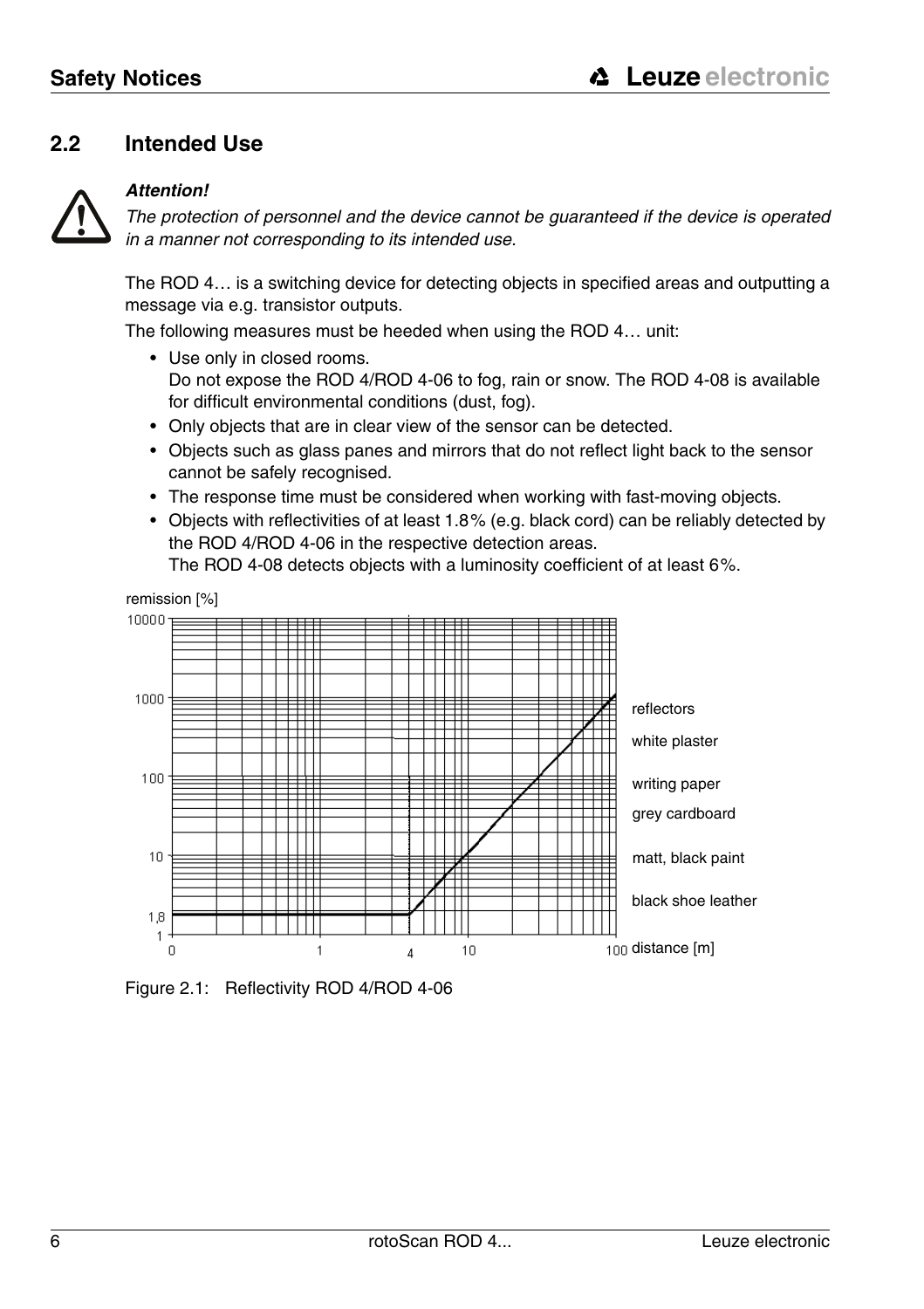## 2.2 Intended Use

***Attention!***

*The protection of personnel and the device cannot be guaranteed if the device is operated in a manner not corresponding to its intended use.*

The ROD 4… is a switching device for detecting objects in specified areas and outputting a message via e.g. transistor outputs.

The following measures must be heeded when using the ROD 4… unit:

- Use only in closed rooms.
  Do not expose the ROD 4/ROD 4-06 to fog, rain or snow. The ROD 4-08 is available for difficult environmental conditions (dust, fog).
- Only objects that are in clear view of the sensor can be detected.
- Objects such as glass panes and mirrors that do not reflect light back to the sensor cannot be safely recognised.
- The response time must be considered when working with fast-moving objects.
- Objects with reflectivities of at least 1.8% (e.g. black cord) can be reliably detected by the ROD 4/ROD 4-06 in the respective detection areas.
  The ROD 4-08 detects objects with a luminosity coefficient of at least 6%.

remission [%]

10000, 1000, 100, 10, 1,8, 1

reflectors
white plaster
writing paper
grey cardboard
matt, black paint
black shoe leather

0, 1, 4, 10, 100 distance [m]

Figure 2.1: Reflectivity ROD 4/ROD 4-06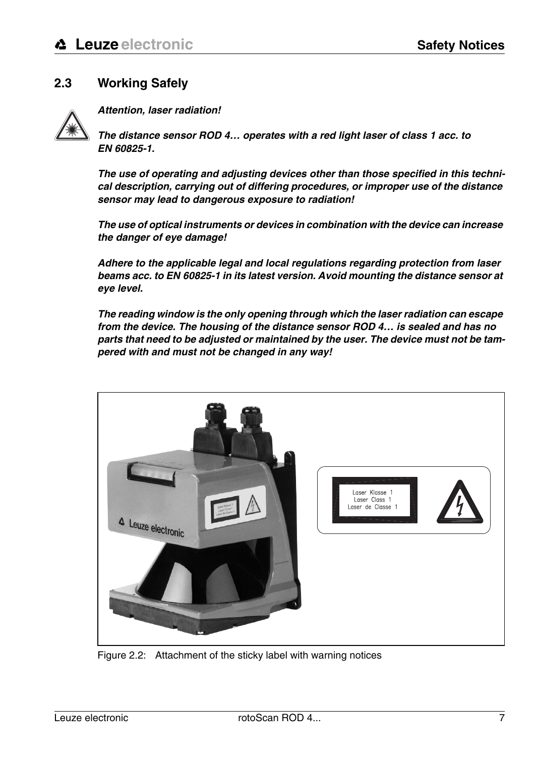## 2.3 Working Safely

***Attention, laser radiation!***

***The distance sensor ROD 4… operates with a red light laser of class 1 acc. to EN 60825-1.***

***The use of operating and adjusting devices other than those specified in this technical description, carrying out of differing procedures, or improper use of the distance sensor may lead to dangerous exposure to radiation!***

***The use of optical instruments or devices in combination with the device can increase the danger of eye damage!***

***Adhere to the applicable legal and local regulations regarding protection from laser beams acc. to EN 60825-1 in its latest version. Avoid mounting the distance sensor at eye level.***

***The reading window is the only opening through which the laser radiation can escape from the device. The housing of the distance sensor ROD 4… is sealed and has no parts that need to be adjusted or maintained by the user. The device must not be tampered with and must not be changed in any way!***

Laser Klasse 1
Laser Class 1
Laser de Classe 1

Figure 2.2: Attachment of the sticky label with warning notices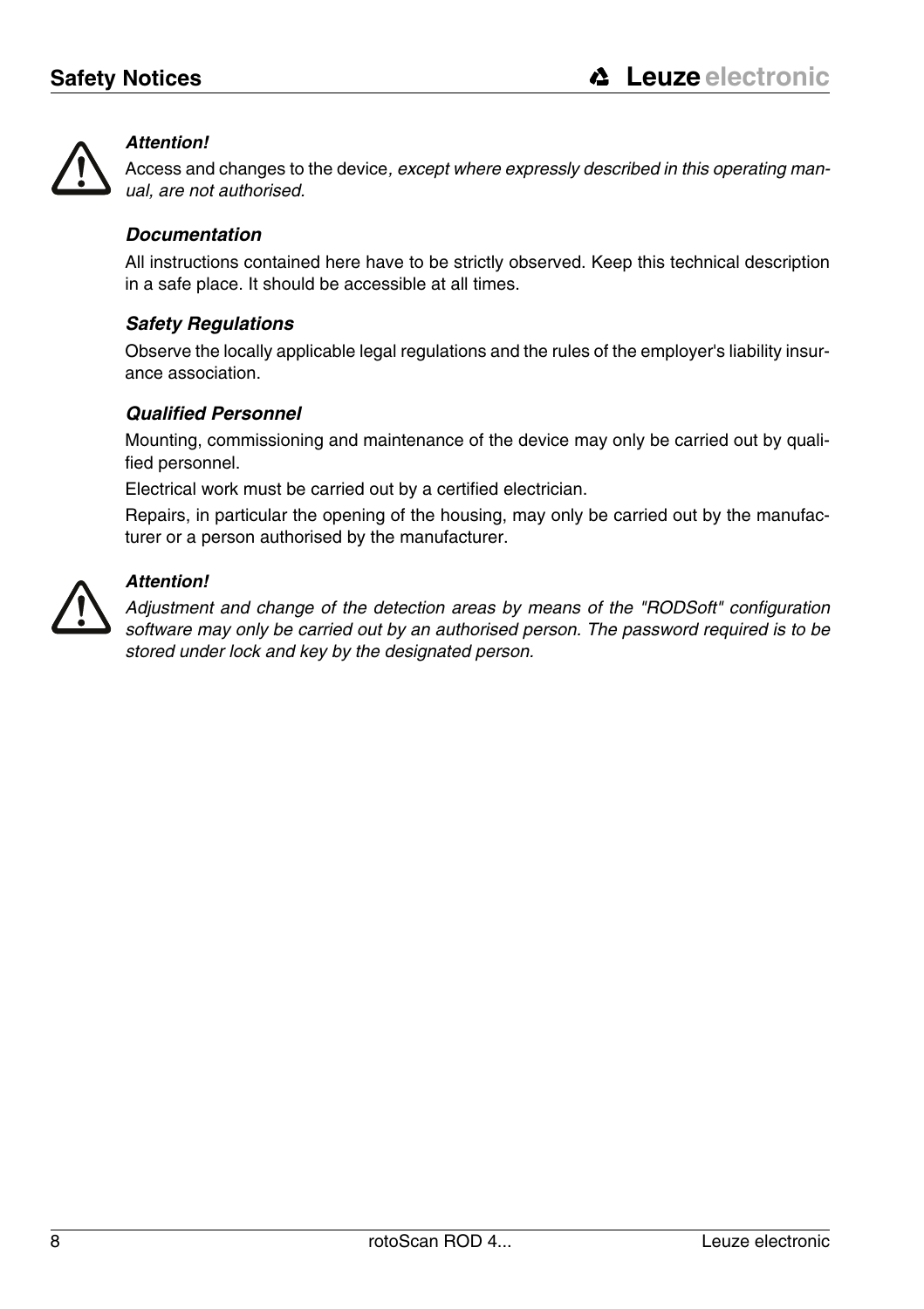***Attention!***

Access and changes to the device*, except where expressly described in this operating manual, are not authorised.*

### *Documentation*

All instructions contained here have to be strictly observed. Keep this technical description in a safe place. It should be accessible at all times.

### *Safety Regulations*

Observe the locally applicable legal regulations and the rules of the employer's liability insurance association.

### *Qualified Personnel*

Mounting, commissioning and maintenance of the device may only be carried out by qualified personnel.

Electrical work must be carried out by a certified electrician.

Repairs, in particular the opening of the housing, may only be carried out by the manufacturer or a person authorised by the manufacturer.

***Attention!***

*Adjustment and change of the detection areas by means of the "RODSoft" configuration software may only be carried out by an authorised person. The password required is to be stored under lock and key by the designated person.*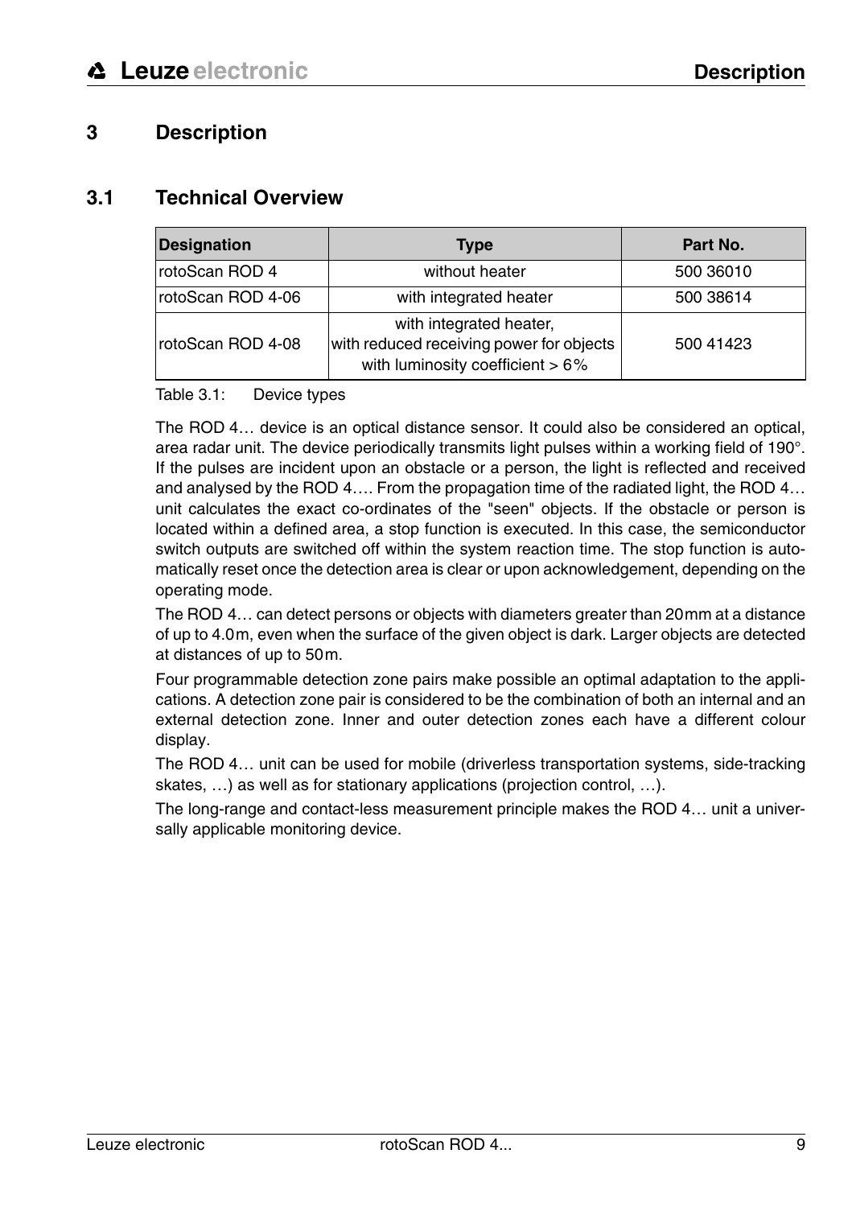# 3 Description

## 3.1 Technical Overview

| Designation | Type | Part No. |
|---|---|---|
| rotoScan ROD 4 | without heater | 500 36010 |
| rotoScan ROD 4-06 | with integrated heater | 500 38614 |
| rotoScan ROD 4-08 | with integrated heater, with reduced receiving power for objects with luminosity coefficient > 6% | 500 41423 |

Table 3.1: Device types

The ROD 4… device is an optical distance sensor. It could also be considered an optical, area radar unit. The device periodically transmits light pulses within a working field of 190°. If the pulses are incident upon an obstacle or a person, the light is reflected and received and analysed by the ROD 4…. From the propagation time of the radiated light, the ROD 4… unit calculates the exact co-ordinates of the "seen" objects. If the obstacle or person is located within a defined area, a stop function is executed. In this case, the semiconductor switch outputs are switched off within the system reaction time. The stop function is automatically reset once the detection area is clear or upon acknowledgement, depending on the operating mode.

The ROD 4… can detect persons or objects with diameters greater than 20mm at a distance of up to 4.0m, even when the surface of the given object is dark. Larger objects are detected at distances of up to 50m.

Four programmable detection zone pairs make possible an optimal adaptation to the applications. A detection zone pair is considered to be the combination of both an internal and an external detection zone. Inner and outer detection zones each have a different colour display.

The ROD 4… unit can be used for mobile (driverless transportation systems, side-tracking skates, …) as well as for stationary applications (projection control, …).

The long-range and contact-less measurement principle makes the ROD 4… unit a universally applicable monitoring device.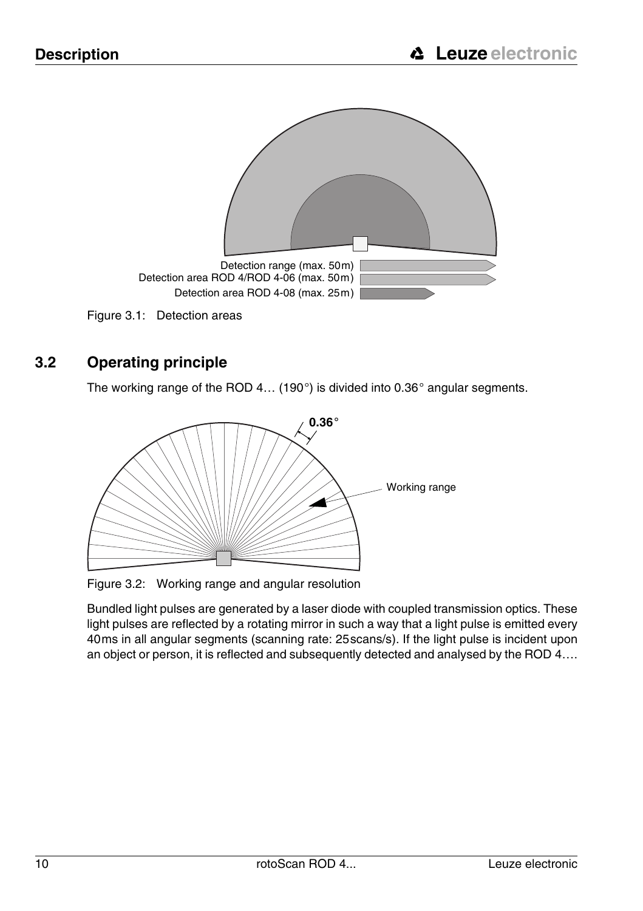Detection range (max. 50m)

Detection area ROD 4/ROD 4-06 (max. 50m)

Detection area ROD 4-08 (max. 25m)

Figure 3.1: Detection areas

## 3.2 Operating principle

The working range of the ROD 4… (190°) is divided into 0.36° angular segments.

0.36°

Working range

Figure 3.2: Working range and angular resolution

Bundled light pulses are generated by a laser diode with coupled transmission optics. These light pulses are reflected by a rotating mirror in such a way that a light pulse is emitted every 40ms in all angular segments (scanning rate: 25scans/s). If the light pulse is incident upon an object or person, it is reflected and subsequently detected and analysed by the ROD 4….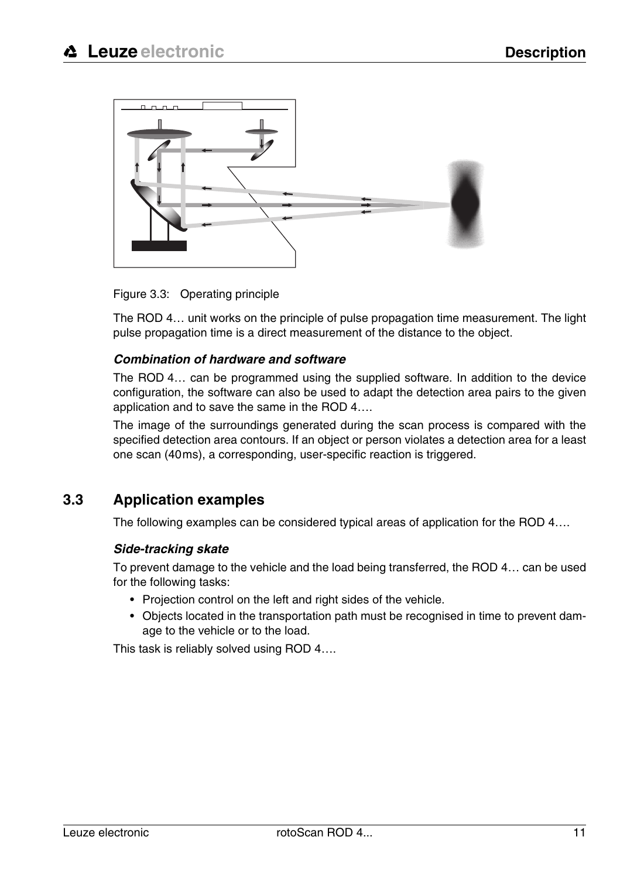Figure 3.3: Operating principle

The ROD 4… unit works on the principle of pulse propagation time measurement. The light pulse propagation time is a direct measurement of the distance to the object.

#### *Combination of hardware and software*

The ROD 4… can be programmed using the supplied software. In addition to the device configuration, the software can also be used to adapt the detection area pairs to the given application and to save the same in the ROD 4….

The image of the surroundings generated during the scan process is compared with the specified detection area contours. If an object or person violates a detection area for a least one scan (40ms), a corresponding, user-specific reaction is triggered.

## 3.3 Application examples

The following examples can be considered typical areas of application for the ROD 4….

#### *Side-tracking skate*

To prevent damage to the vehicle and the load being transferred, the ROD 4… can be used for the following tasks:

- Projection control on the left and right sides of the vehicle.
- Objects located in the transportation path must be recognised in time to prevent damage to the vehicle or to the load.

This task is reliably solved using ROD 4….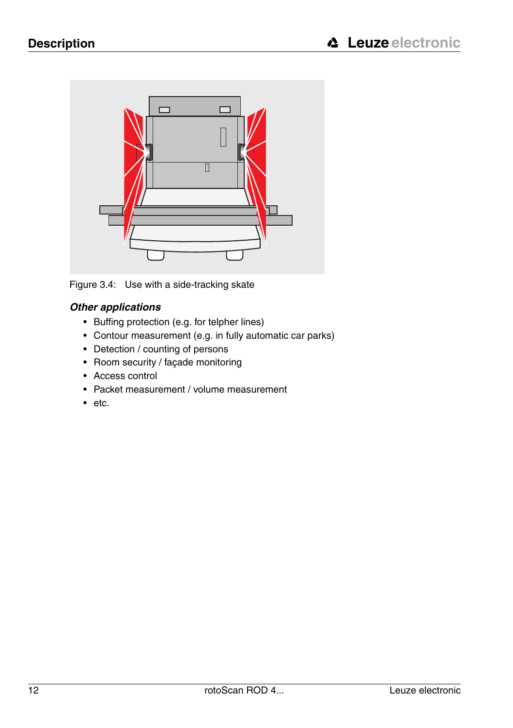Figure 3.4: Use with a side-tracking skate

### *Other applications*

- Buffing protection (e.g. for telpher lines)
- Contour measurement (e.g. in fully automatic car parks)
- Detection / counting of persons
- Room security / façade monitoring
- Access control
- Packet measurement / volume measurement
- etc.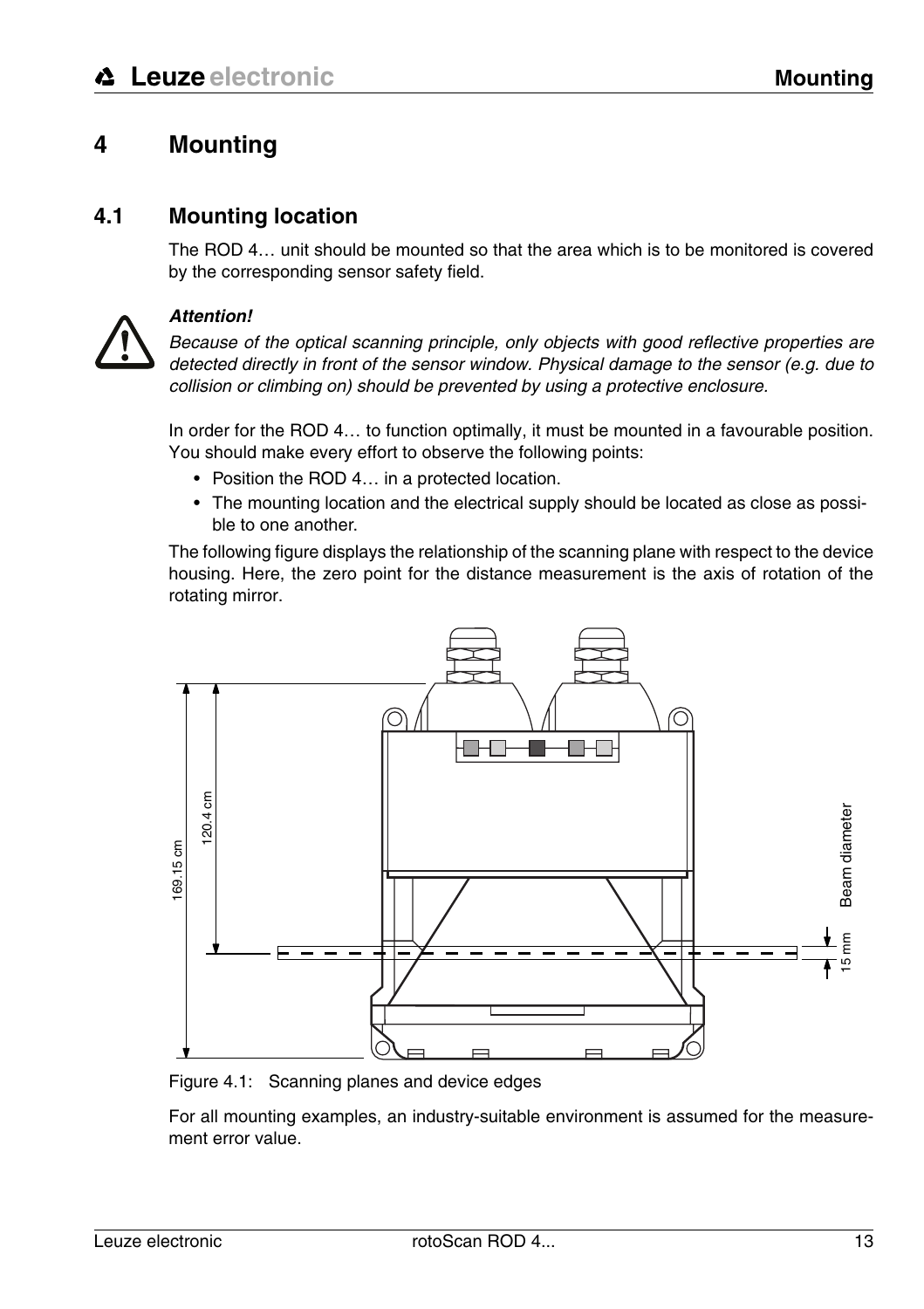# 4 Mounting

## 4.1 Mounting location

The ROD 4… unit should be mounted so that the area which is to be monitored is covered by the corresponding sensor safety field.

***Attention!***

*Because of the optical scanning principle, only objects with good reflective properties are detected directly in front of the sensor window. Physical damage to the sensor (e.g. due to collision or climbing on) should be prevented by using a protective enclosure.*

In order for the ROD 4… to function optimally, it must be mounted in a favourable position. You should make every effort to observe the following points:

- Position the ROD 4… in a protected location.
- The mounting location and the electrical supply should be located as close as possible to one another.

The following figure displays the relationship of the scanning plane with respect to the device housing. Here, the zero point for the distance measurement is the axis of rotation of the rotating mirror.

Figure 4.1: Scanning planes and device edges

For all mounting examples, an industry-suitable environment is assumed for the measurement error value.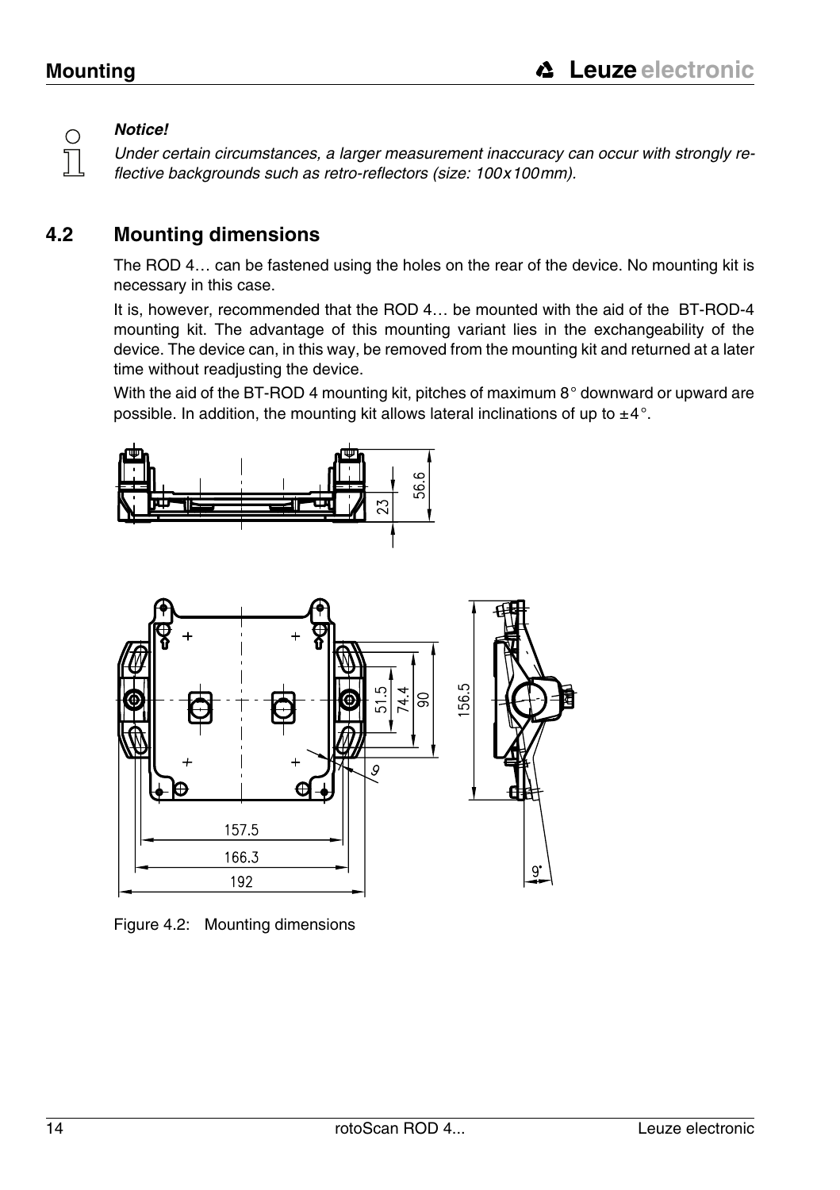> **Notice!**
> *Under certain circumstances, a larger measurement inaccuracy can occur with strongly reflective backgrounds such as retro-reflectors (size: 100x100mm).*

## 4.2 Mounting dimensions

The ROD 4… can be fastened using the holes on the rear of the device. No mounting kit is necessary in this case.

It is, however, recommended that the ROD 4… be mounted with the aid of the BT-ROD-4 mounting kit. The advantage of this mounting variant lies in the exchangeability of the device. The device can, in this way, be removed from the mounting kit and returned at a later time without readjusting the device.

With the aid of the BT-ROD 4 mounting kit, pitches of maximum 8° downward or upward are possible. In addition, the mounting kit allows lateral inclinations of up to ±4°.

Figure 4.2: Mounting dimensions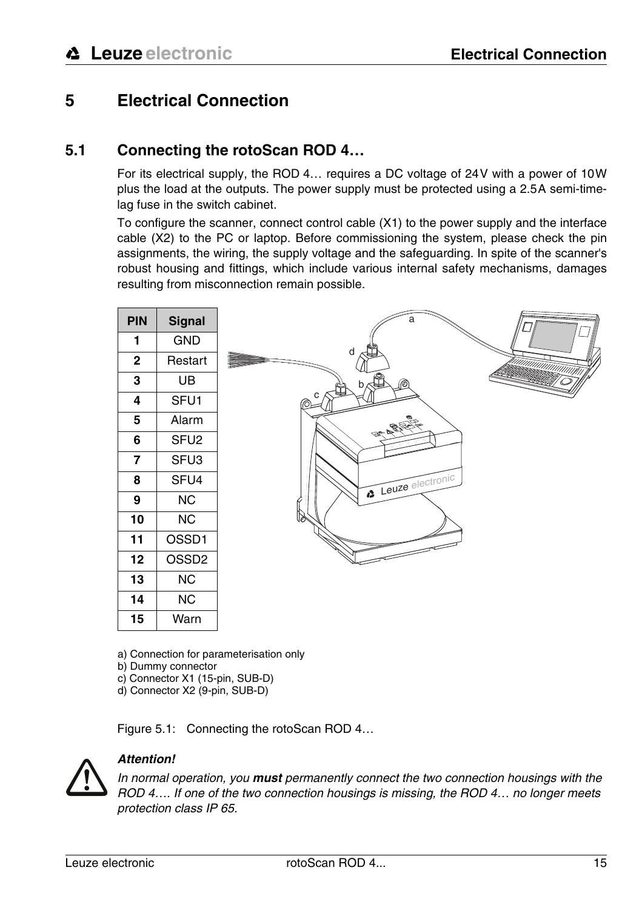# 5 Electrical Connection

## 5.1 Connecting the rotoScan ROD 4…

For its electrical supply, the ROD 4… requires a DC voltage of 24 V with a power of 10 W plus the load at the outputs. The power supply must be protected using a 2.5 A semi-time-lag fuse in the switch cabinet.

To configure the scanner, connect control cable (X1) to the power supply and the interface cable (X2) to the PC or laptop. Before commissioning the system, please check the pin assignments, the wiring, the supply voltage and the safeguarding. In spite of the scanner's robust housing and fittings, which include various internal safety mechanisms, damages resulting from misconnection remain possible.

| PIN | Signal |
|---|---|
| 1 | GND |
| 2 | Restart |
| 3 | UB |
| 4 | SFU1 |
| 5 | Alarm |
| 6 | SFU2 |
| 7 | SFU3 |
| 8 | SFU4 |
| 9 | NC |
| 10 | NC |
| 11 | OSSD1 |
| 12 | OSSD2 |
| 13 | NC |
| 14 | NC |
| 15 | Warn |

a) Connection for parameterisation only
b) Dummy connector
c) Connector X1 (15-pin, SUB-D)
d) Connector X2 (9-pin, SUB-D)

Figure 5.1: Connecting the rotoScan ROD 4…

***Attention!***

*In normal operation, you* ***must*** *permanently connect the two connection housings with the ROD 4…. If one of the two connection housings is missing, the ROD 4… no longer meets protection class IP 65.*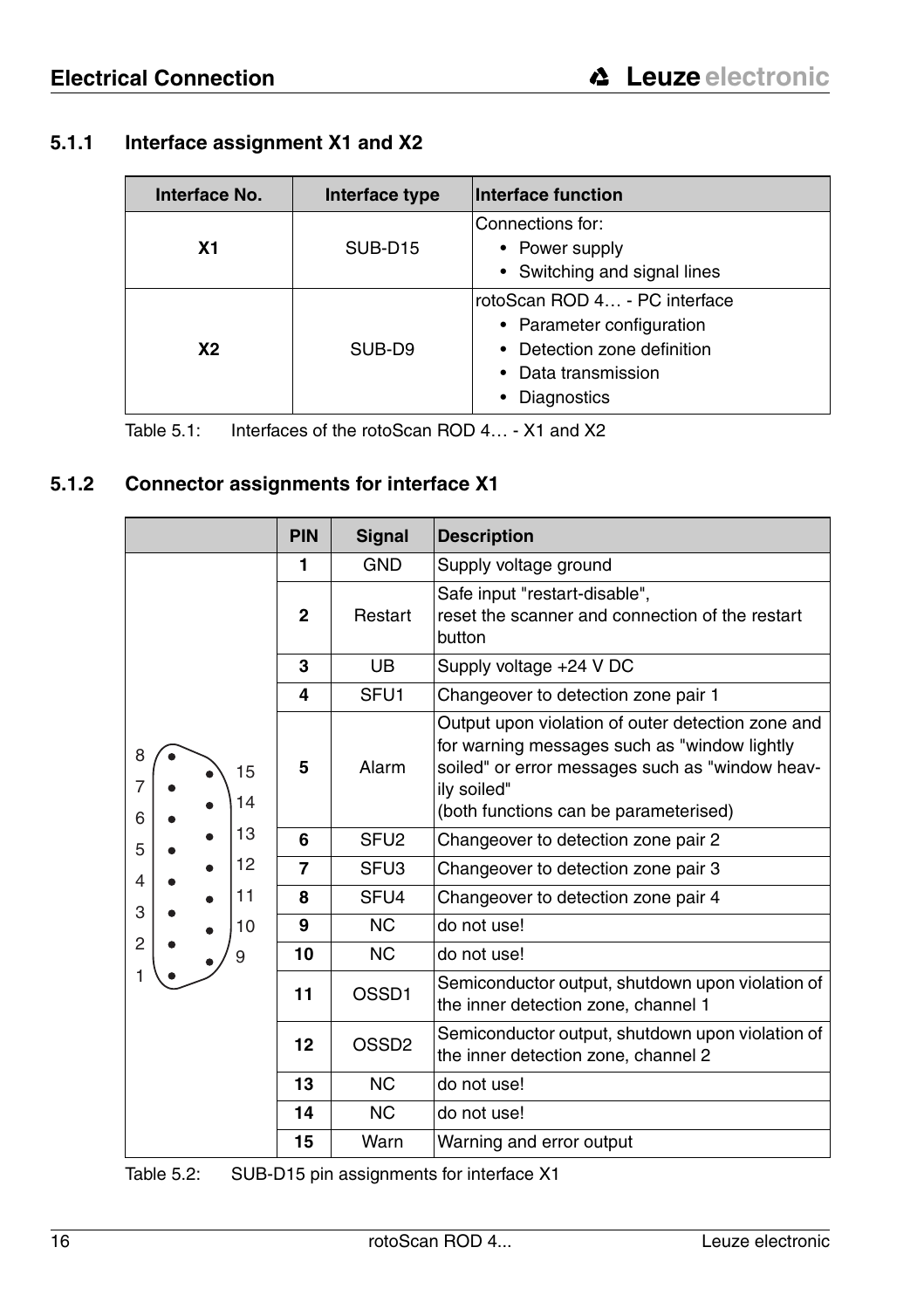### 5.1.1 Interface assignment X1 and X2

| Interface No. | Interface type | Interface function |
|---|---|---|
| **X1** | SUB-D15 | Connections for:<br>• Power supply<br>• Switching and signal lines |
| **X2** | SUB-D9 | rotoScan ROD 4… - PC interface<br>• Parameter configuration<br>• Detection zone definition<br>• Data transmission<br>• Diagnostics |

Table 5.1: Interfaces of the rotoScan ROD 4… - X1 and X2

### 5.1.2 Connector assignments for interface X1

| PIN | Signal | Description |
|---|---|---|
| **1** | GND | Supply voltage ground |
| **2** | Restart | Safe input "restart-disable",<br>reset the scanner and connection of the restart button |
| **3** | UB | Supply voltage +24 V DC |
| **4** | SFU1 | Changeover to detection zone pair 1 |
| **5** | Alarm | Output upon violation of outer detection zone and for warning messages such as "window lightly soiled" or error messages such as "window heavily soiled"<br>(both functions can be parameterised) |
| **6** | SFU2 | Changeover to detection zone pair 2 |
| **7** | SFU3 | Changeover to detection zone pair 3 |
| **8** | SFU4 | Changeover to detection zone pair 4 |
| **9** | NC | do not use! |
| **10** | NC | do not use! |
| **11** | OSSD1 | Semiconductor output, shutdown upon violation of the inner detection zone, channel 1 |
| **12** | OSSD2 | Semiconductor output, shutdown upon violation of the inner detection zone, channel 2 |
| **13** | NC | do not use! |
| **14** | NC | do not use! |
| **15** | Warn | Warning and error output |

Table 5.2: SUB-D15 pin assignments for interface X1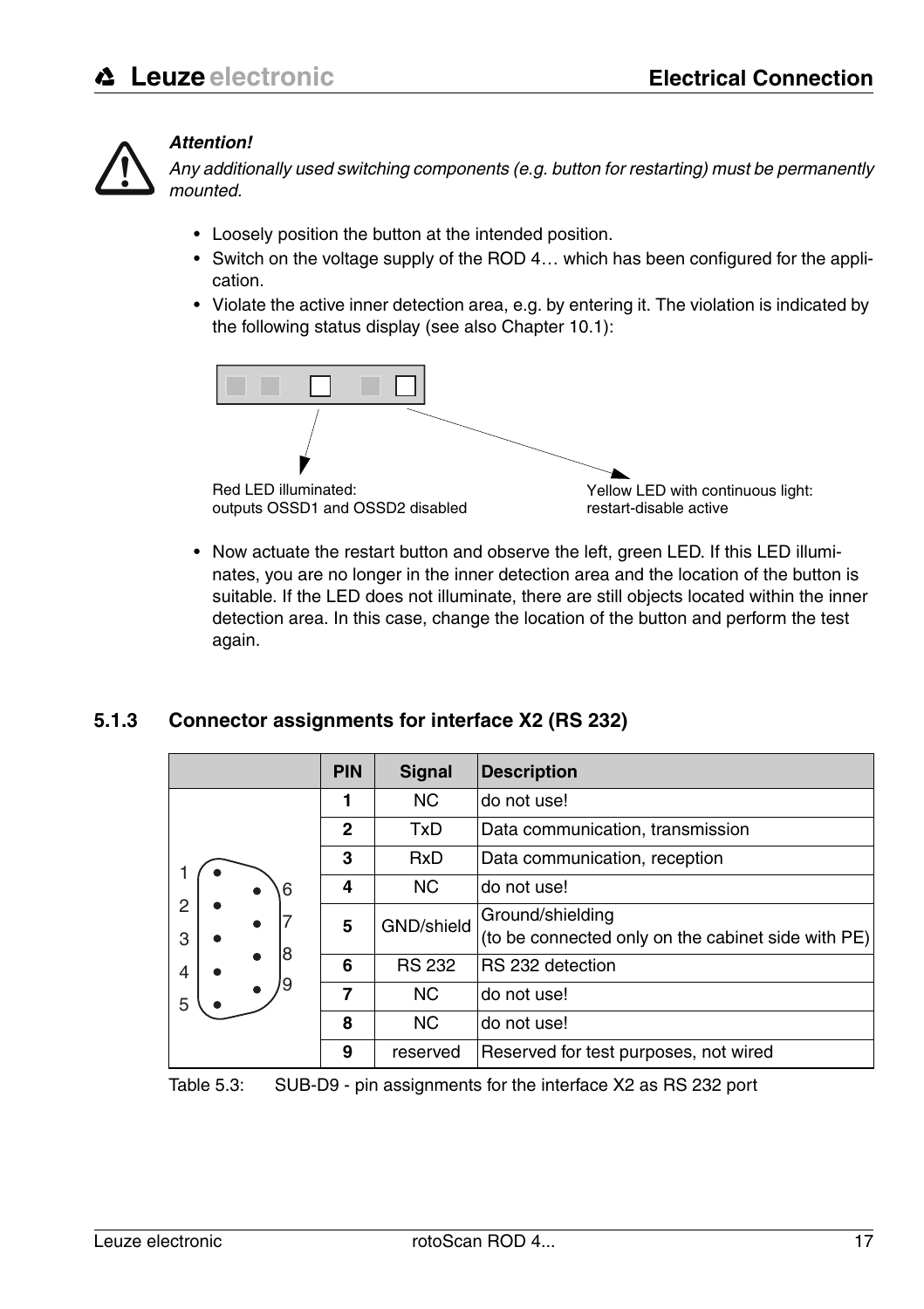***Attention!***

*Any additionally used switching components (e.g. button for restarting) must be permanently mounted.*

- Loosely position the button at the intended position.
- Switch on the voltage supply of the ROD 4… which has been configured for the application.
- Violate the active inner detection area, e.g. by entering it. The violation is indicated by the following status display (see also Chapter 10.1):

Red LED illuminated:
outputs OSSD1 and OSSD2 disabled

Yellow LED with continuous light:
restart-disable active

- Now actuate the restart button and observe the left, green LED. If this LED illuminates, you are no longer in the inner detection area and the location of the button is suitable. If the LED does not illuminate, there are still objects located within the inner detection area. In this case, change the location of the button and perform the test again.

### 5.1.3 Connector assignments for interface X2 (RS 232)

| | PIN | Signal | Description |
|---|---|---|---|
| | **1** | NC | do not use! |
| | **2** | TxD | Data communication, transmission |
| | **3** | RxD | Data communication, reception |
| | **4** | NC | do not use! |
| | **5** | GND/shield | Ground/shielding (to be connected only on the cabinet side with PE) |
| | **6** | RS 232 | RS 232 detection |
| | **7** | NC | do not use! |
| | **8** | NC | do not use! |
| | **9** | reserved | Reserved for test purposes, not wired |

Table 5.3: SUB-D9 - pin assignments for the interface X2 as RS 232 port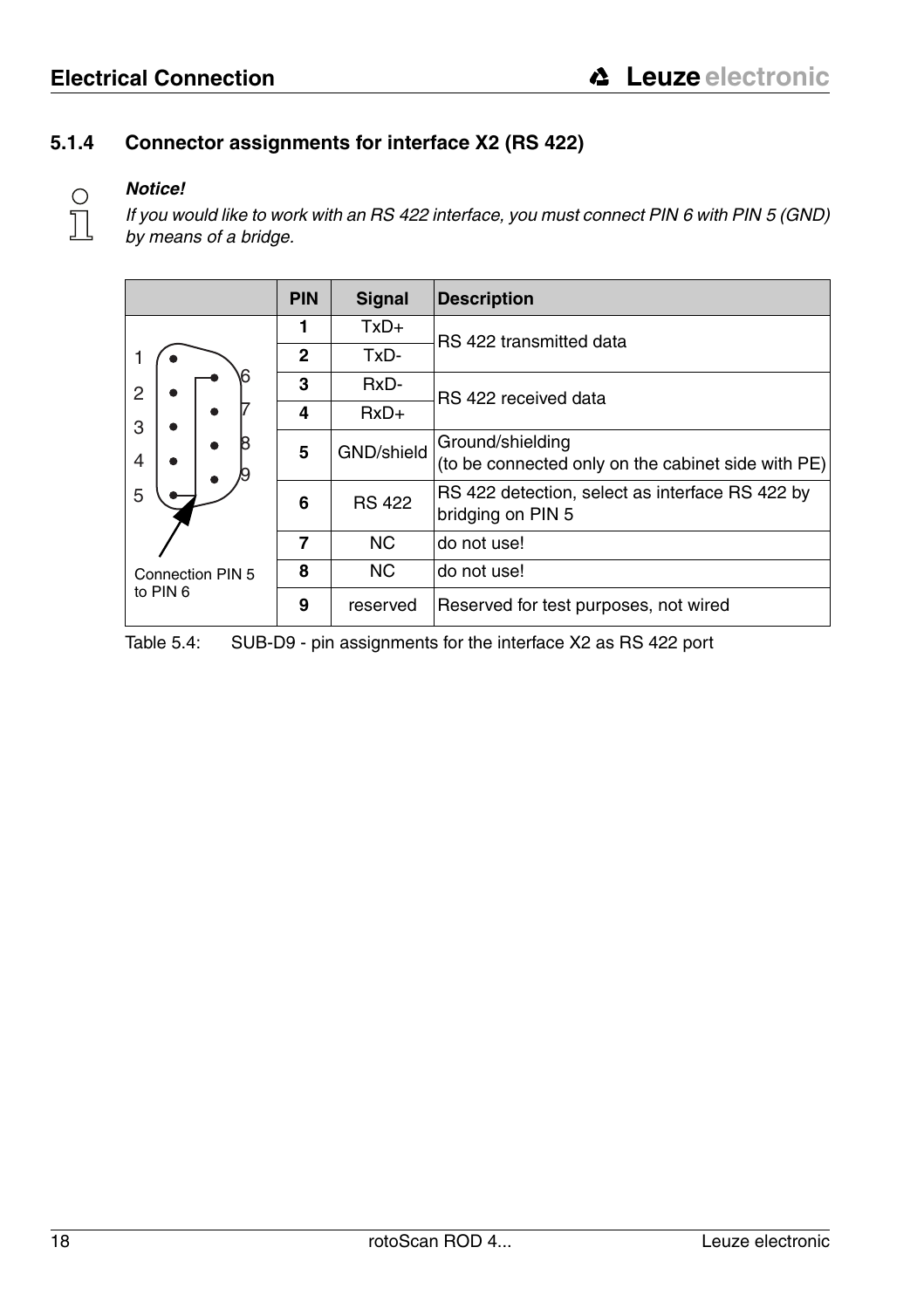### 5.1.4 Connector assignments for interface X2 (RS 422)

***Notice!***

*If you would like to work with an RS 422 interface, you must connect PIN 6 with PIN 5 (GND) by means of a bridge.*

| | PIN | Signal | Description |
|---|---|---|---|
| | **1** | TxD+ | RS 422 transmitted data |
| | **2** | TxD- | |
| | **3** | RxD- | RS 422 received data |
| | **4** | RxD+ | |
| | **5** | GND/shield | Ground/shielding (to be connected only on the cabinet side with PE) |
| | **6** | RS 422 | RS 422 detection, select as interface RS 422 by bridging on PIN 5 |
| | **7** | NC | do not use! |
| Connection PIN 5 to PIN 6 | **8** | NC | do not use! |
| | **9** | reserved | Reserved for test purposes, not wired |

Table 5.4: SUB-D9 - pin assignments for the interface X2 as RS 422 port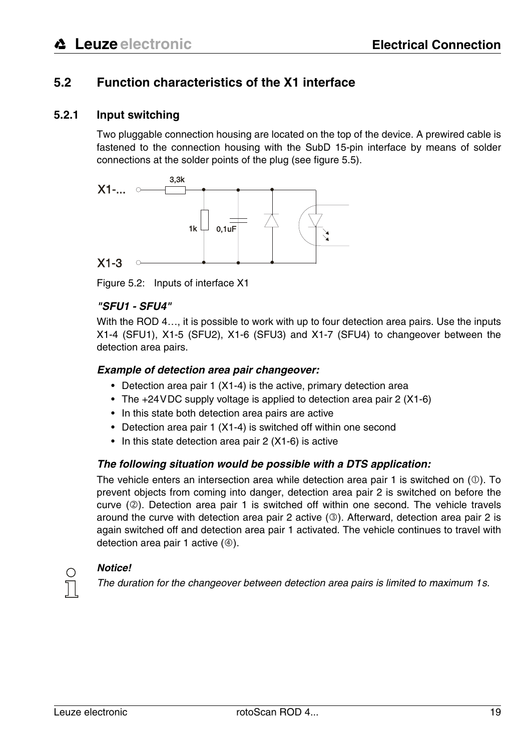## 5.2 Function characteristics of the X1 interface

### 5.2.1 Input switching

Two pluggable connection housing are located on the top of the device. A prewired cable is fastened to the connection housing with the SubD 15-pin interface by means of solder connections at the solder points of the plug (see figure 5.5).

Figure 5.2: Inputs of interface X1

#### *"SFU1 - SFU4"*

With the ROD 4…, it is possible to work with up to four detection area pairs. Use the inputs X1-4 (SFU1), X1-5 (SFU2), X1-6 (SFU3) and X1-7 (SFU4) to changeover between the detection area pairs.

#### *Example of detection area pair changeover:*

- Detection area pair 1 (X1-4) is the active, primary detection area
- The +24VDC supply voltage is applied to detection area pair 2 (X1-6)
- In this state both detection area pairs are active
- Detection area pair 1 (X1-4) is switched off within one second
- In this state detection area pair 2 (X1-6) is active

#### *The following situation would be possible with a DTS application:*

The vehicle enters an intersection area while detection area pair 1 is switched on (①). To prevent objects from coming into danger, detection area pair 2 is switched on before the curve (②). Detection area pair 1 is switched off within one second. The vehicle travels around the curve with detection area pair 2 active (③). Afterward, detection area pair 2 is again switched off and detection area pair 1 activated. The vehicle continues to travel with detection area pair 1 active (④).

***Notice!***

*The duration for the changeover between detection area pairs is limited to maximum 1s.*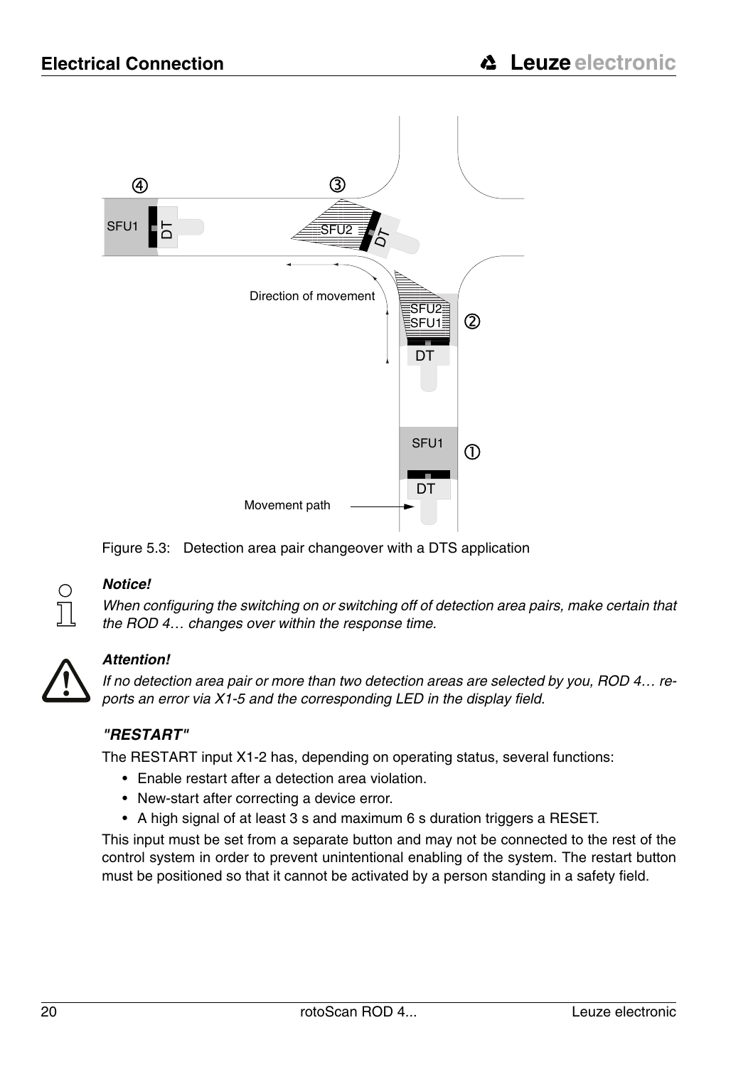Figure 5.3: Detection area pair changeover with a DTS application

***Notice!***

*When configuring the switching on or switching off of detection area pairs, make certain that the ROD 4… changes over within the response time.*

***Attention!***

*If no detection area pair or more than two detection areas are selected by you, ROD 4… reports an error via X1-5 and the corresponding LED in the display field.*

### *"RESTART"*

The RESTART input X1-2 has, depending on operating status, several functions:

- Enable restart after a detection area violation.
- New-start after correcting a device error.
- A high signal of at least 3 s and maximum 6 s duration triggers a RESET.

This input must be set from a separate button and may not be connected to the rest of the control system in order to prevent unintentional enabling of the system. The restart button must be positioned so that it cannot be activated by a person standing in a safety field.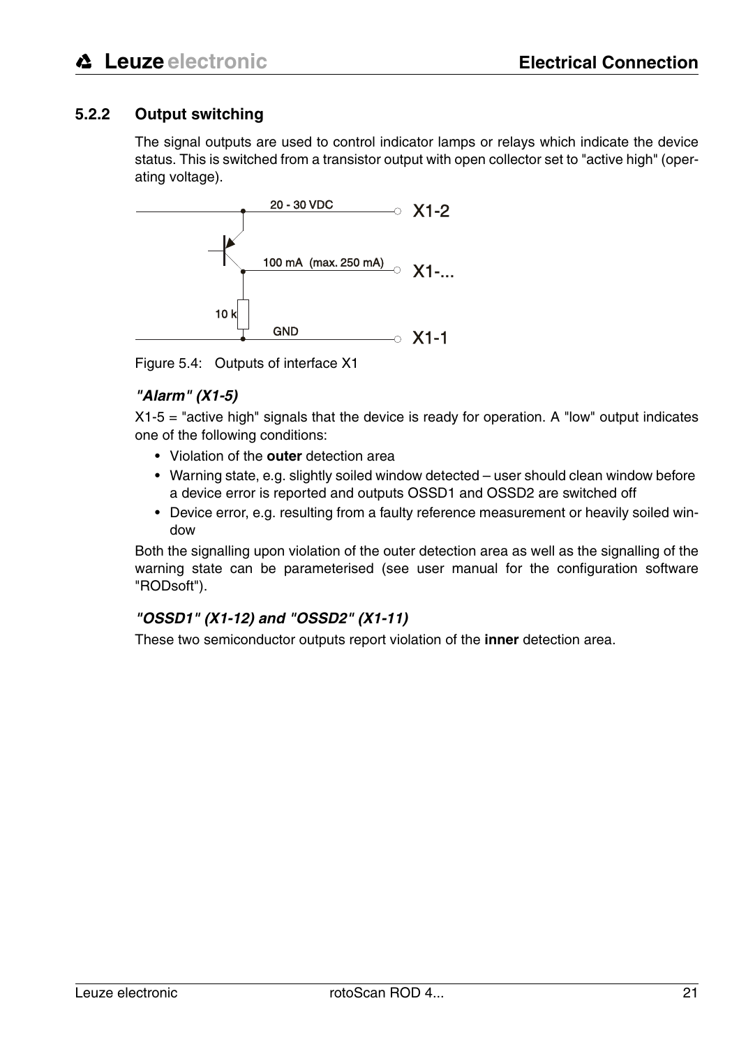### 5.2.2 Output switching

The signal outputs are used to control indicator lamps or relays which indicate the device status. This is switched from a transistor output with open collector set to "active high" (operating voltage).

20 - 30 VDC X1-2

100 mA (max. 250 mA) X1-...

10 k

GND X1-1

Figure 5.4: Outputs of interface X1

#### *"Alarm" (X1-5)*

X1-5 = "active high" signals that the device is ready for operation. A "low" output indicates one of the following conditions:

- Violation of the **outer** detection area
- Warning state, e.g. slightly soiled window detected – user should clean window before a device error is reported and outputs OSSD1 and OSSD2 are switched off
- Device error, e.g. resulting from a faulty reference measurement or heavily soiled window

Both the signalling upon violation of the outer detection area as well as the signalling of the warning state can be parameterised (see user manual for the configuration software "RODsoft").

#### *"OSSD1" (X1-12) and "OSSD2" (X1-11)*

These two semiconductor outputs report violation of the **inner** detection area.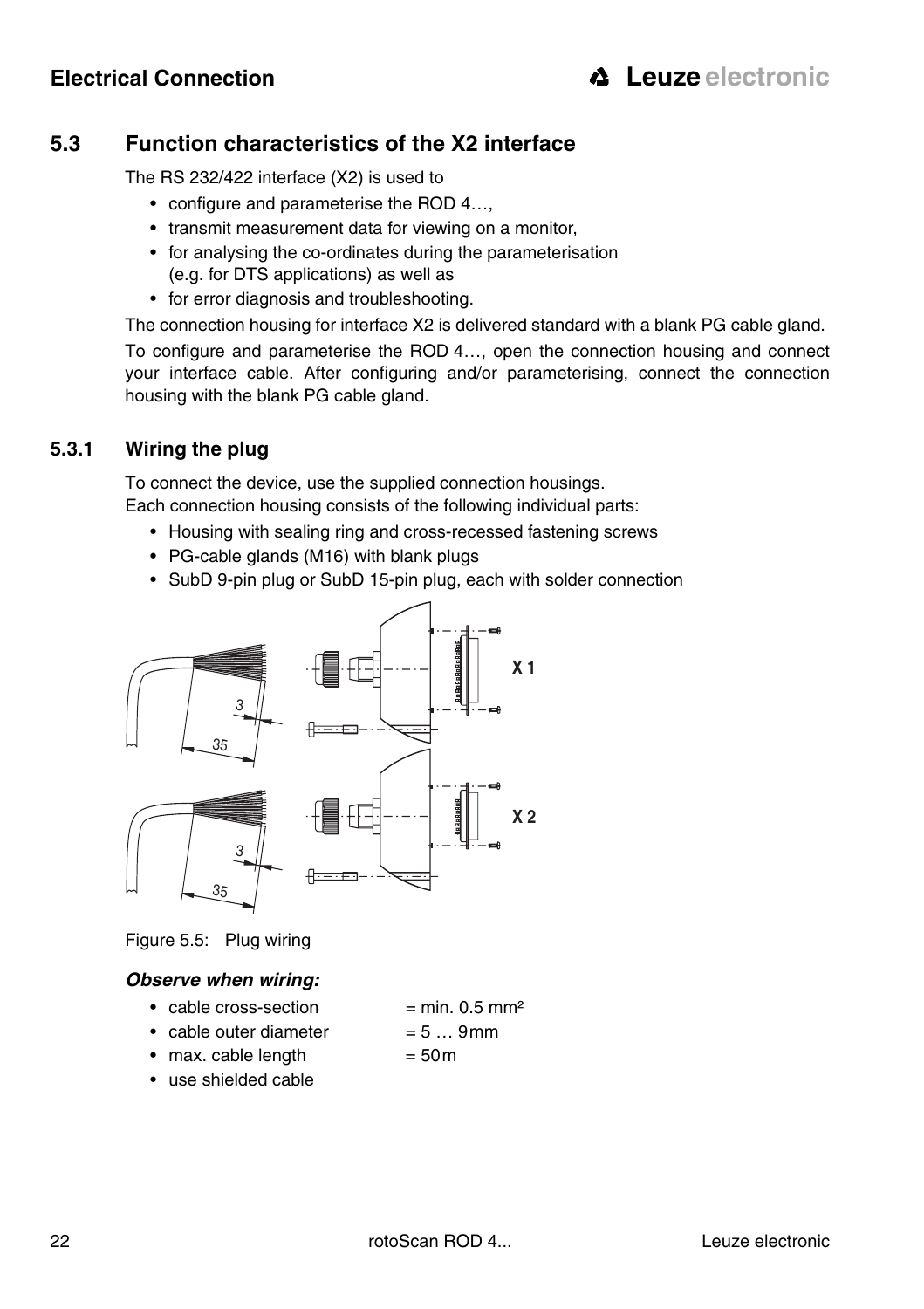## 5.3 Function characteristics of the X2 interface

The RS 232/422 interface (X2) is used to

- configure and parameterise the ROD 4…,
- transmit measurement data for viewing on a monitor,
- for analysing the co-ordinates during the parameterisation (e.g. for DTS applications) as well as
- for error diagnosis and troubleshooting.

The connection housing for interface X2 is delivered standard with a blank PG cable gland.

To configure and parameterise the ROD 4…, open the connection housing and connect your interface cable. After configuring and/or parameterising, connect the connection housing with the blank PG cable gland.

### 5.3.1 Wiring the plug

To connect the device, use the supplied connection housings.
Each connection housing consists of the following individual parts:

- Housing with sealing ring and cross-recessed fastening screws
- PG-cable glands (M16) with blank plugs
- SubD 9-pin plug or SubD 15-pin plug, each with solder connection

Figure 5.5: Plug wiring

***Observe when wiring:***

- cable cross-section = min. 0.5 mm²
- cable outer diameter = 5 … 9mm
- max. cable length = 50m
- use shielded cable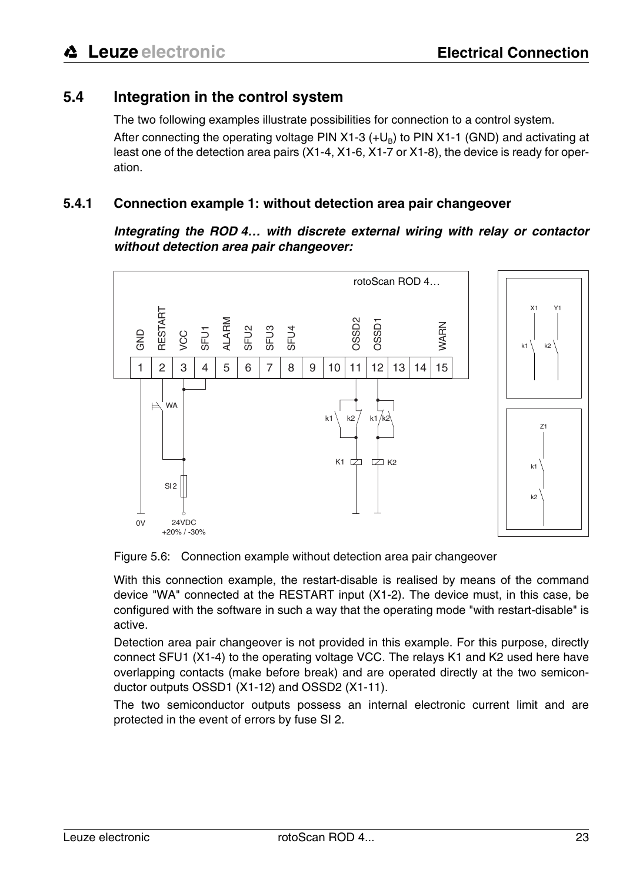## 5.4 Integration in the control system

The two following examples illustrate possibilities for connection to a control system.

After connecting the operating voltage PIN X1-3 ($+U_B$) to PIN X1-1 (GND) and activating at least one of the detection area pairs (X1-4, X1-6, X1-7 or X1-8), the device is ready for operation.

### 5.4.1 Connection example 1: without detection area pair changeover

***Integrating the ROD 4… with discrete external wiring with relay or contactor without detection area pair changeover:***

Figure 5.6: Connection example without detection area pair changeover

With this connection example, the restart-disable is realised by means of the command device "WA" connected at the RESTART input (X1-2). The device must, in this case, be configured with the software in such a way that the operating mode "with restart-disable" is active.

Detection area pair changeover is not provided in this example. For this purpose, directly connect SFU1 (X1-4) to the operating voltage VCC. The relays K1 and K2 used here have overlapping contacts (make before break) and are operated directly at the two semiconductor outputs OSSD1 (X1-12) and OSSD2 (X1-11).

The two semiconductor outputs possess an internal electronic current limit and are protected in the event of errors by fuse SI 2.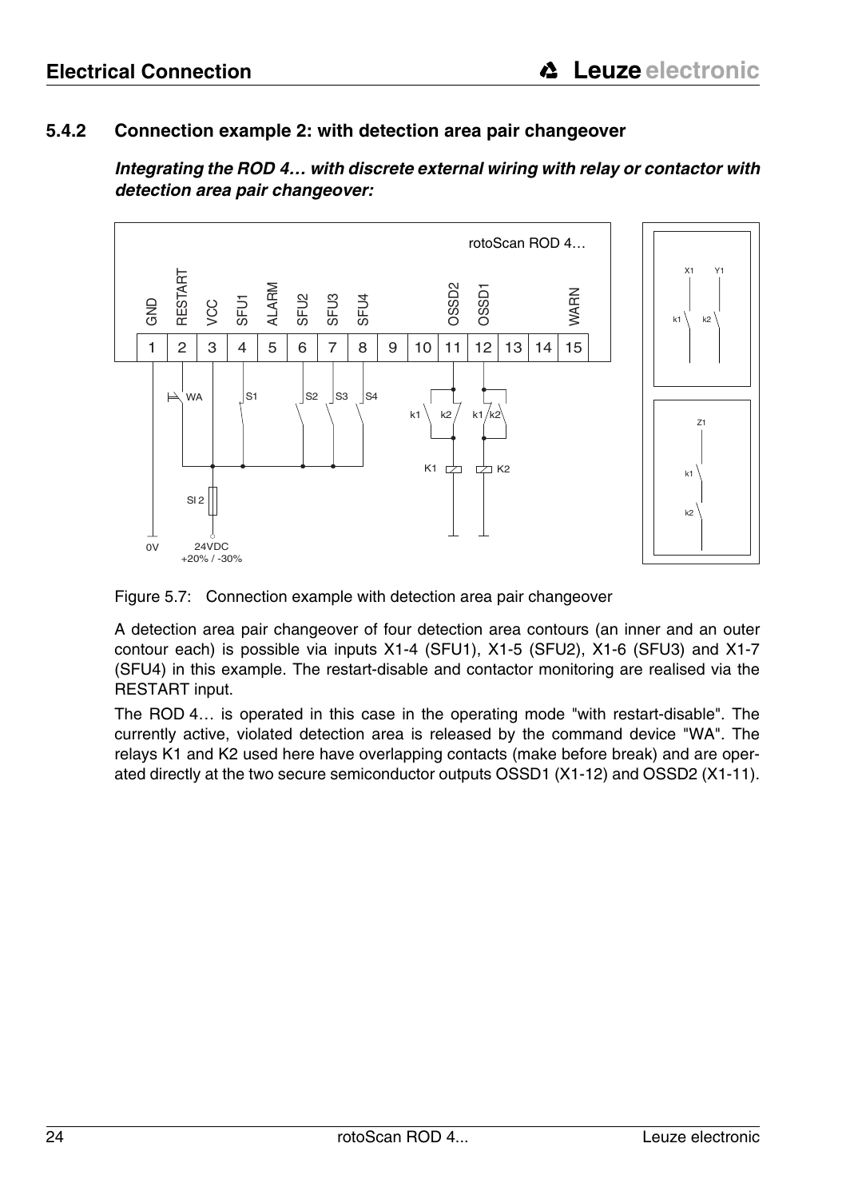### 5.4.2 Connection example 2: with detection area pair changeover

***Integrating the ROD 4… with discrete external wiring with relay or contactor with detection area pair changeover:***

Figure 5.7: Connection example with detection area pair changeover

A detection area pair changeover of four detection area contours (an inner and an outer contour each) is possible via inputs X1-4 (SFU1), X1-5 (SFU2), X1-6 (SFU3) and X1-7 (SFU4) in this example. The restart-disable and contactor monitoring are realised via the RESTART input.

The ROD 4… is operated in this case in the operating mode "with restart-disable". The currently active, violated detection area is released by the command device "WA". The relays K1 and K2 used here have overlapping contacts (make before break) and are operated directly at the two secure semiconductor outputs OSSD1 (X1-12) and OSSD2 (X1-11).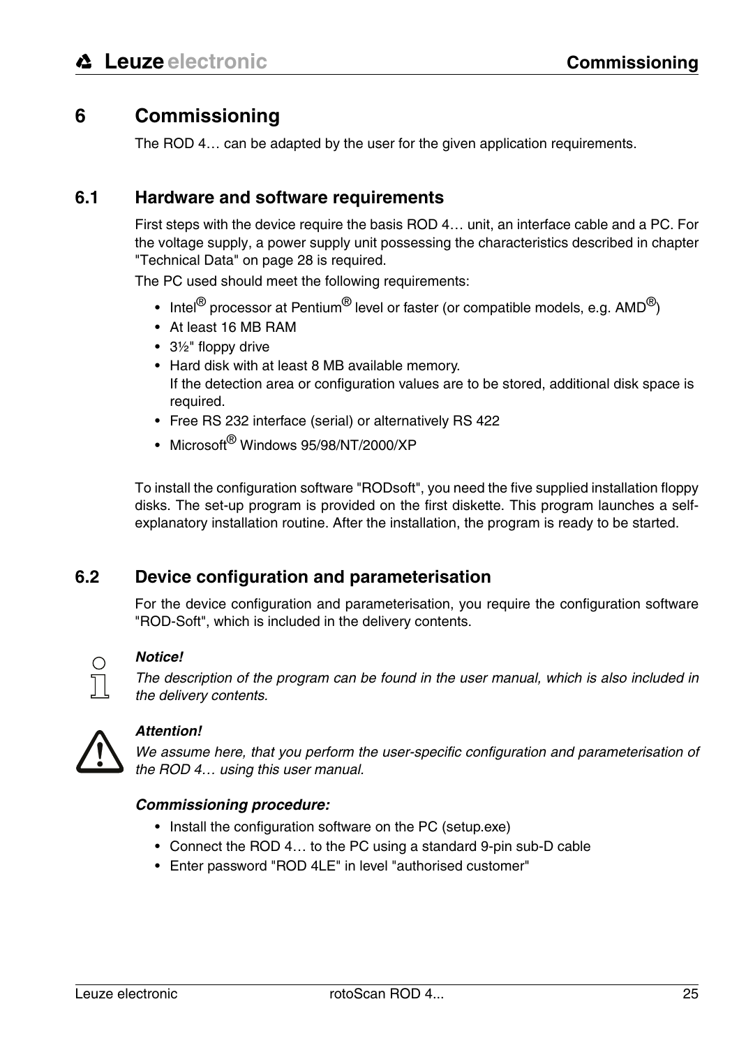# 6 Commissioning

The ROD 4… can be adapted by the user for the given application requirements.

## 6.1 Hardware and software requirements

First steps with the device require the basis ROD 4… unit, an interface cable and a PC. For the voltage supply, a power supply unit possessing the characteristics described in chapter "Technical Data" on page 28 is required.

The PC used should meet the following requirements:

- Intel® processor at Pentium® level or faster (or compatible models, e.g. AMD®)
- At least 16 MB RAM
- 3½" floppy drive
- Hard disk with at least 8 MB available memory.
  If the detection area or configuration values are to be stored, additional disk space is required.
- Free RS 232 interface (serial) or alternatively RS 422
- Microsoft® Windows 95/98/NT/2000/XP

To install the configuration software "RODsoft", you need the five supplied installation floppy disks. The set-up program is provided on the first diskette. This program launches a self-explanatory installation routine. After the installation, the program is ready to be started.

## 6.2 Device configuration and parameterisation

For the device configuration and parameterisation, you require the configuration software "ROD-Soft", which is included in the delivery contents.

***Notice!***

*The description of the program can be found in the user manual, which is also included in the delivery contents.*

***Attention!***

*We assume here, that you perform the user-specific configuration and parameterisation of the ROD 4… using this user manual.*

***Commissioning procedure:***

- Install the configuration software on the PC (setup.exe)
- Connect the ROD 4… to the PC using a standard 9-pin sub-D cable
- Enter password "ROD 4LE" in level "authorised customer"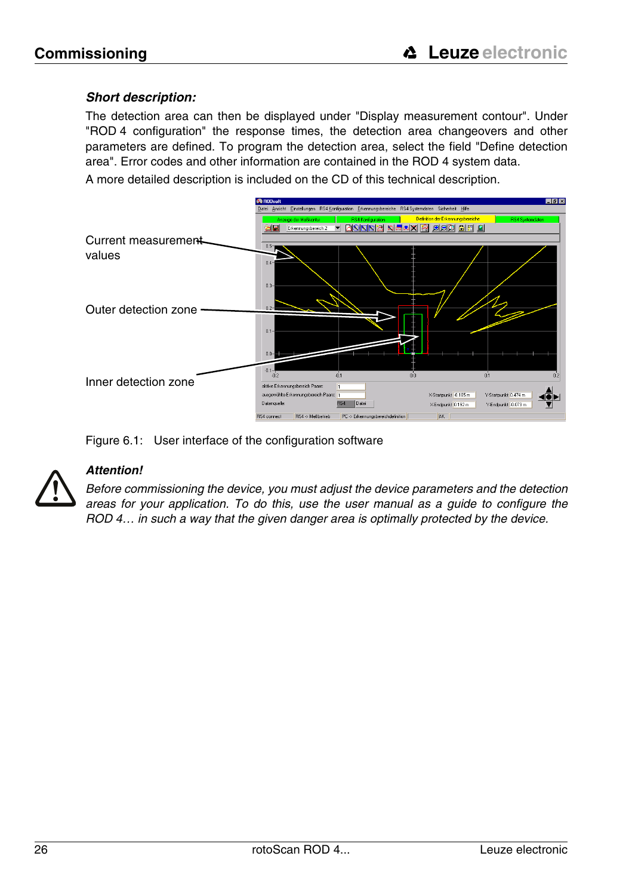### *Short description:*

The detection area can then be displayed under "Display measurement contour". Under "ROD 4 configuration" the response times, the detection area changeovers and other parameters are defined. To program the detection area, select the field "Define detection area". Error codes and other information are contained in the ROD 4 system data.

A more detailed description is included on the CD of this technical description.

Current measurement values

Outer detection zone

Inner detection zone

Figure 6.1: User interface of the configuration software

***Attention!***

*Before commissioning the device, you must adjust the device parameters and the detection areas for your application. To do this, use the user manual as a guide to configure the ROD 4… in such a way that the given danger area is optimally protected by the device.*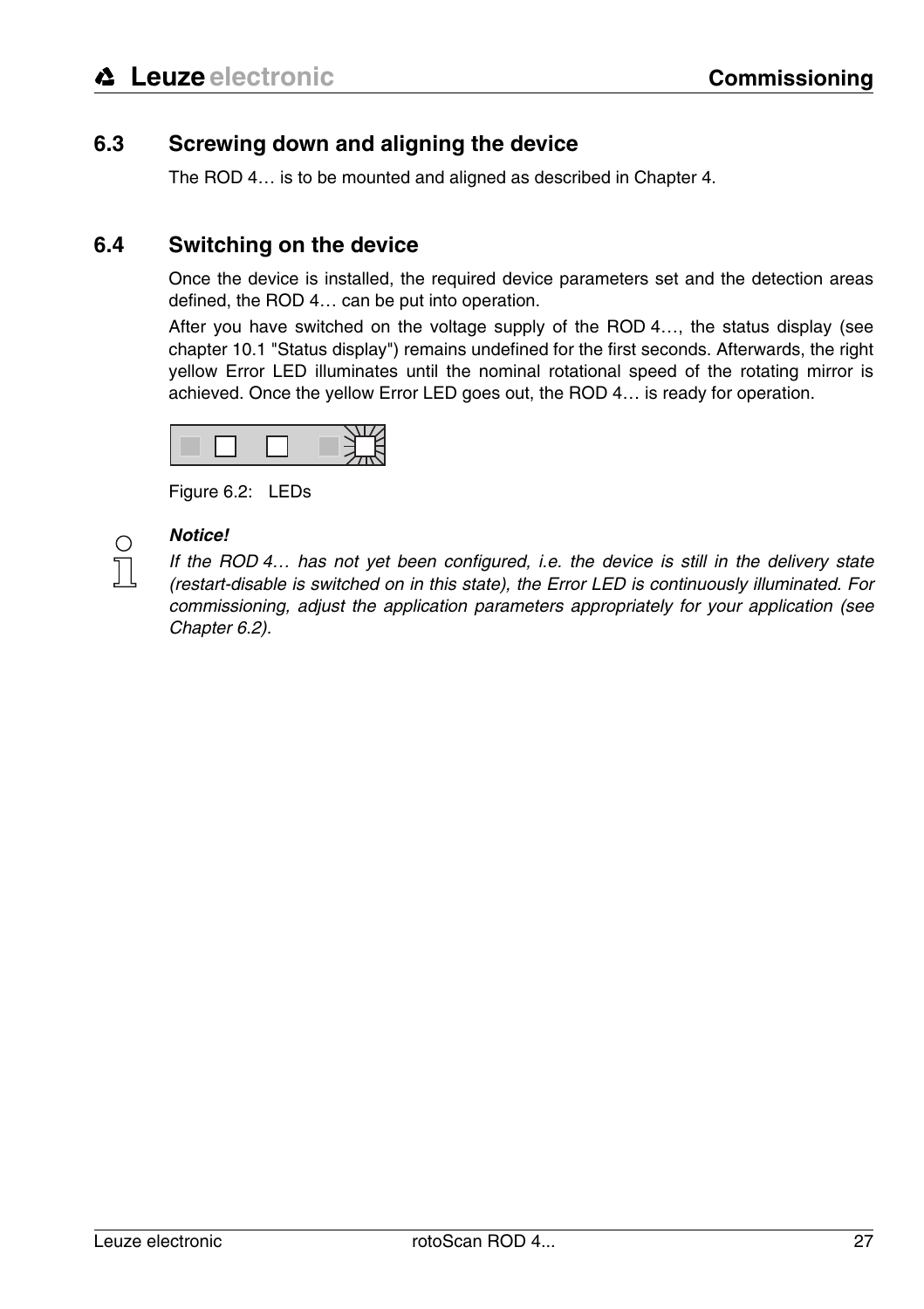## 6.3 Screwing down and aligning the device

The ROD 4… is to be mounted and aligned as described in Chapter 4.

## 6.4 Switching on the device

Once the device is installed, the required device parameters set and the detection areas defined, the ROD 4… can be put into operation.

After you have switched on the voltage supply of the ROD 4…, the status display (see chapter 10.1 "Status display") remains undefined for the first seconds. Afterwards, the right yellow Error LED illuminates until the nominal rotational speed of the rotating mirror is achieved. Once the yellow Error LED goes out, the ROD 4… is ready for operation.

Figure 6.2: LEDs

***Notice!***

*If the ROD 4… has not yet been configured, i.e. the device is still in the delivery state (restart-disable is switched on in this state), the Error LED is continuously illuminated. For commissioning, adjust the application parameters appropriately for your application (see Chapter 6.2).*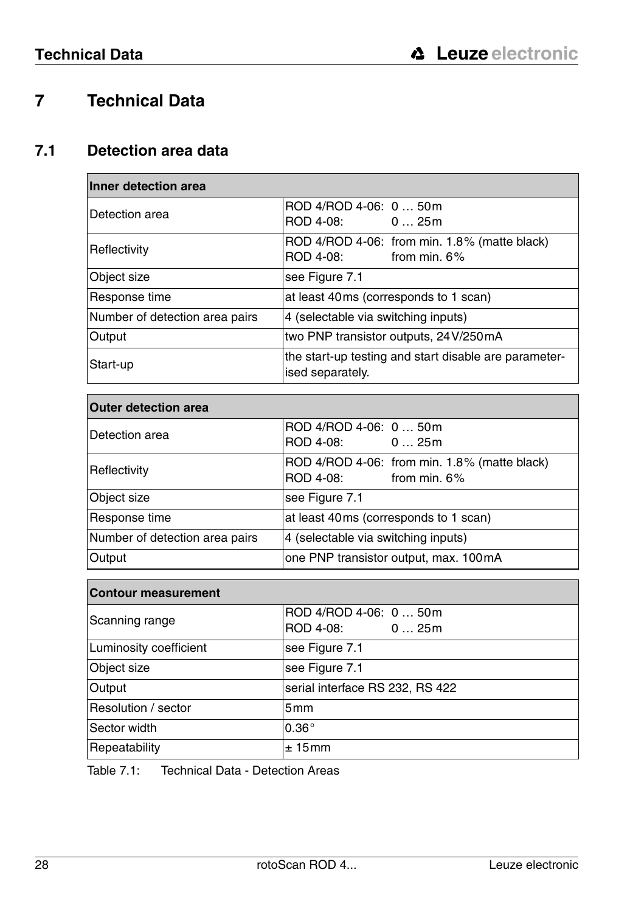# 7 Technical Data

## 7.1 Detection area data

| Inner detection area | |
|---|---|
| Detection area | ROD 4/ROD 4-06: 0 … 50m<br>ROD 4-08: 0 … 25m |
| Reflectivity | ROD 4/ROD 4-06: from min. 1.8% (matte black)<br>ROD 4-08: from min. 6% |
| Object size | see Figure 7.1 |
| Response time | at least 40ms (corresponds to 1 scan) |
| Number of detection area pairs | 4 (selectable via switching inputs) |
| Output | two PNP transistor outputs, 24V/250mA |
| Start-up | the start-up testing and start disable are parameterised separately. |

| Outer detection area | |
|---|---|
| Detection area | ROD 4/ROD 4-06: 0 … 50m<br>ROD 4-08: 0 … 25m |
| Reflectivity | ROD 4/ROD 4-06: from min. 1.8% (matte black)<br>ROD 4-08: from min. 6% |
| Object size | see Figure 7.1 |
| Response time | at least 40ms (corresponds to 1 scan) |
| Number of detection area pairs | 4 (selectable via switching inputs) |
| Output | one PNP transistor output, max. 100mA |

| Contour measurement | |
|---|---|
| Scanning range | ROD 4/ROD 4-06: 0 … 50m<br>ROD 4-08: 0 … 25m |
| Luminosity coefficient | see Figure 7.1 |
| Object size | see Figure 7.1 |
| Output | serial interface RS 232, RS 422 |
| Resolution / sector | 5mm |
| Sector width | 0.36° |
| Repeatability | ± 15mm |

Table 7.1: Technical Data - Detection Areas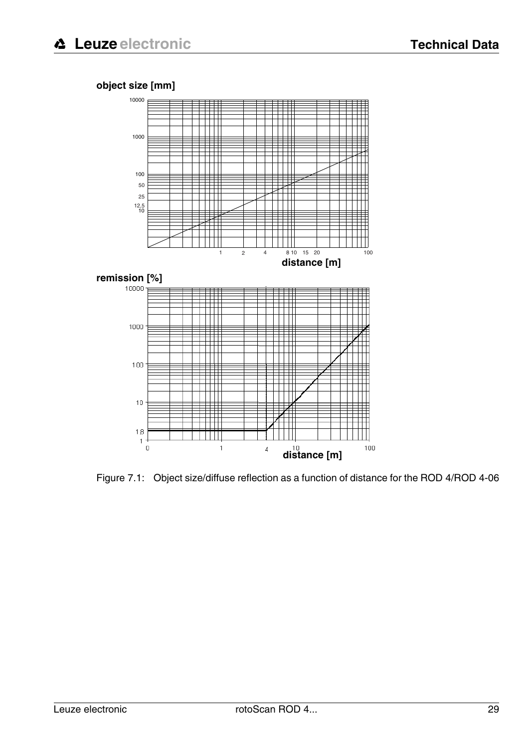object size [mm]

distance [m]

remission [%]

distance [m]

Figure 7.1: Object size/diffuse reflection as a function of distance for the ROD 4/ROD 4-06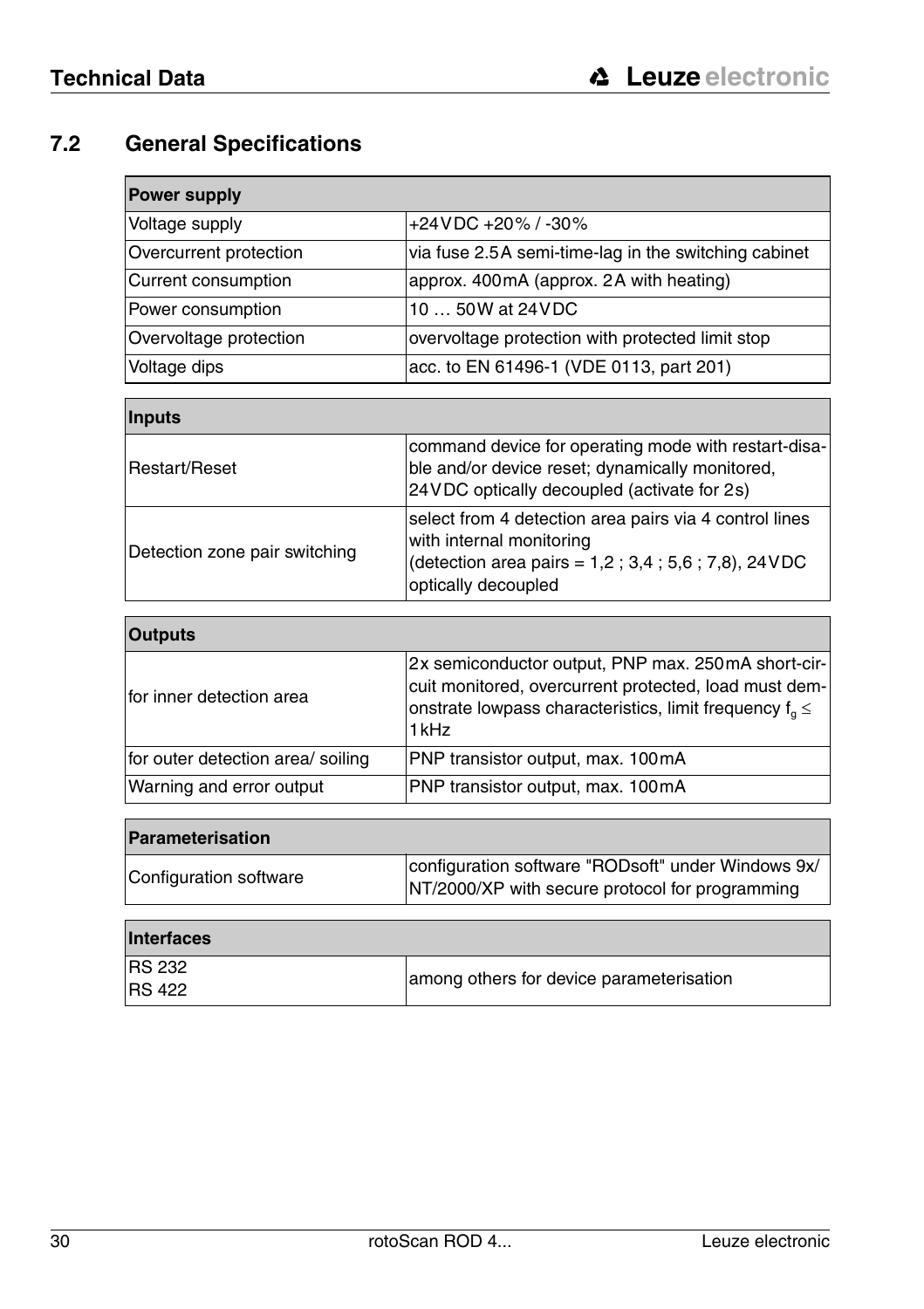## 7.2 General Specifications

| Power supply | |
|---|---|
| Voltage supply | +24VDC +20% / -30% |
| Overcurrent protection | via fuse 2.5A semi-time-lag in the switching cabinet |
| Current consumption | approx. 400mA (approx. 2A with heating) |
| Power consumption | 10 … 50W at 24VDC |
| Overvoltage protection | overvoltage protection with protected limit stop |
| Voltage dips | acc. to EN 61496-1 (VDE 0113, part 201) |

| Inputs | |
|---|---|
| Restart/Reset | command device for operating mode with restart-disable and/or device reset; dynamically monitored, 24VDC optically decoupled (activate for 2s) |
| Detection zone pair switching | select from 4 detection area pairs via 4 control lines with internal monitoring (detection area pairs = 1,2 ; 3,4 ; 5,6 ; 7,8), 24VDC optically decoupled |

| Outputs | |
|---|---|
| for inner detection area | 2x semiconductor output, PNP max. 250mA short-circuit monitored, overcurrent protected, load must demonstrate lowpass characteristics, limit frequency $f_g \leq$ 1kHz |
| for outer detection area/ soiling | PNP transistor output, max. 100mA |
| Warning and error output | PNP transistor output, max. 100mA |

| Parameterisation | |
|---|---|
| Configuration software | configuration software "RODsoft" under Windows 9x/ NT/2000/XP with secure protocol for programming |

| Interfaces | |
|---|---|
| RS 232<br>RS 422 | among others for device parameterisation |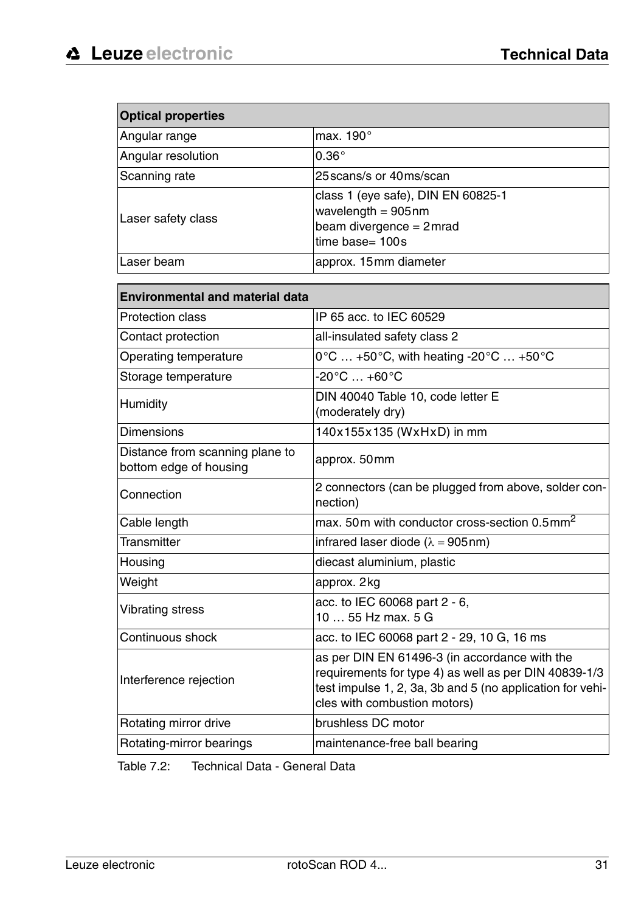| Optical properties | |
|---|---|
| Angular range | max. 190° |
| Angular resolution | 0.36° |
| Scanning rate | 25 scans/s or 40 ms/scan |
| Laser safety class | class 1 (eye safe), DIN EN 60825-1<br>wavelength = 905 nm<br>beam divergence = 2 mrad<br>time base= 100 s |
| Laser beam | approx. 15 mm diameter |

| Environmental and material data | |
|---|---|
| Protection class | IP 65 acc. to IEC 60529 |
| Contact protection | all-insulated safety class 2 |
| Operating temperature | 0 °C … +50 °C, with heating -20 °C … +50 °C |
| Storage temperature | -20 °C … +60 °C |
| Humidity | DIN 40040 Table 10, code letter E<br>(moderately dry) |
| Dimensions | 140 x 155 x 135 (W x H x D) in mm |
| Distance from scanning plane to bottom edge of housing | approx. 50 mm |
| Connection | 2 connectors (can be plugged from above, solder connection) |
| Cable length | max. 50 m with conductor cross-section 0.5 $mm^2$ |
| Transmitter | infrared laser diode ($\lambda = 905$ nm) |
| Housing | diecast aluminium, plastic |
| Weight | approx. 2 kg |
| Vibrating stress | acc. to IEC 60068 part 2 - 6,<br>10 … 55 Hz max. 5 G |
| Continuous shock | acc. to IEC 60068 part 2 - 29, 10 G, 16 ms |
| Interference rejection | as per DIN EN 61496-3 (in accordance with the requirements for type 4) as well as per DIN 40839-1/3 test impulse 1, 2, 3a, 3b and 5 (no application for vehicles with combustion motors) |
| Rotating mirror drive | brushless DC motor |
| Rotating-mirror bearings | maintenance-free ball bearing |

Table 7.2: Technical Data - General Data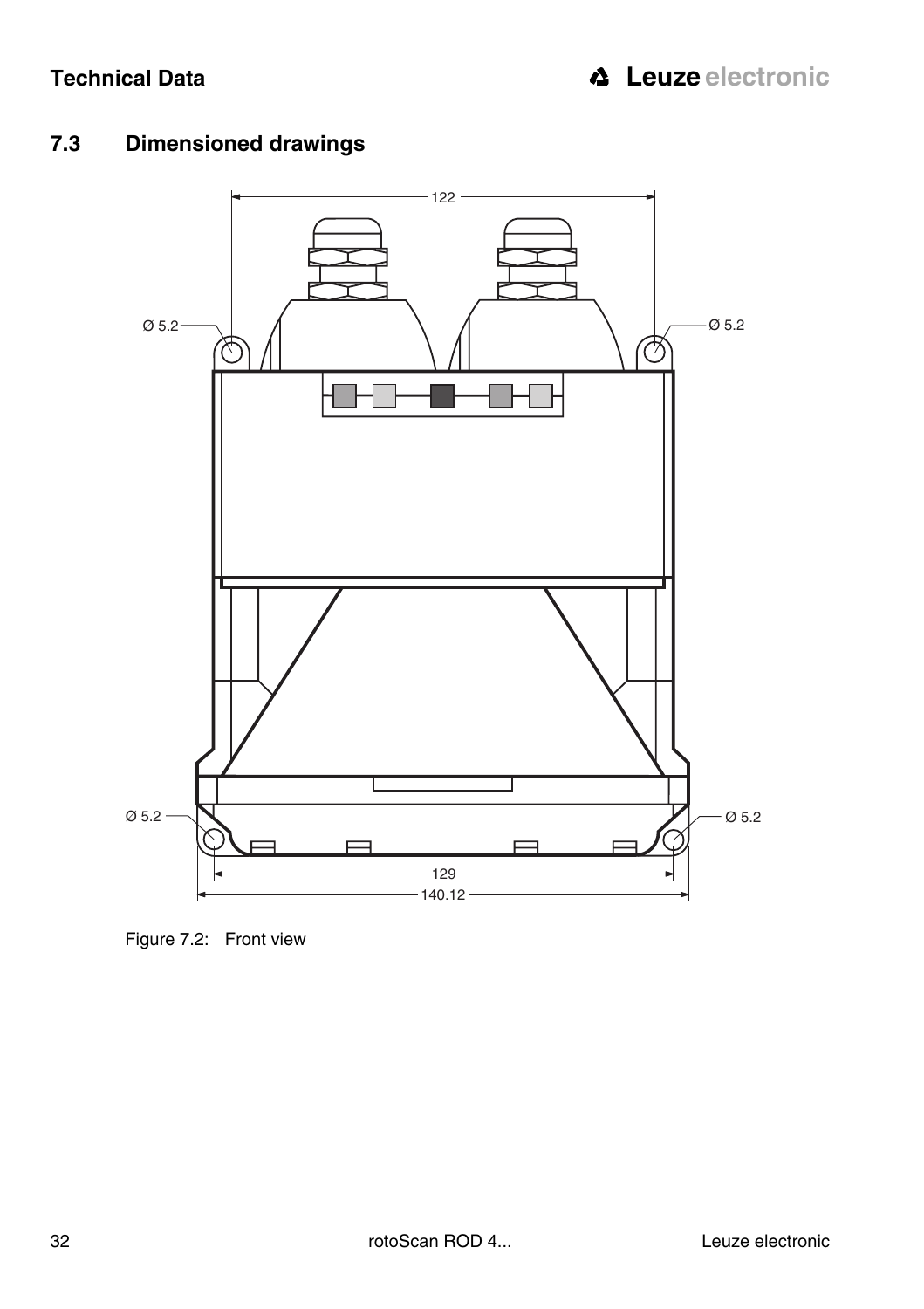## 7.3 Dimensioned drawings

Figure 7.2: Front view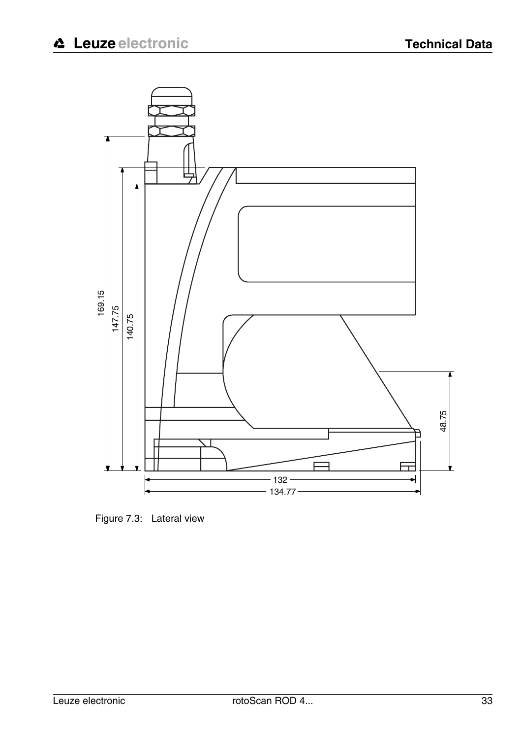Figure 7.3: Lateral view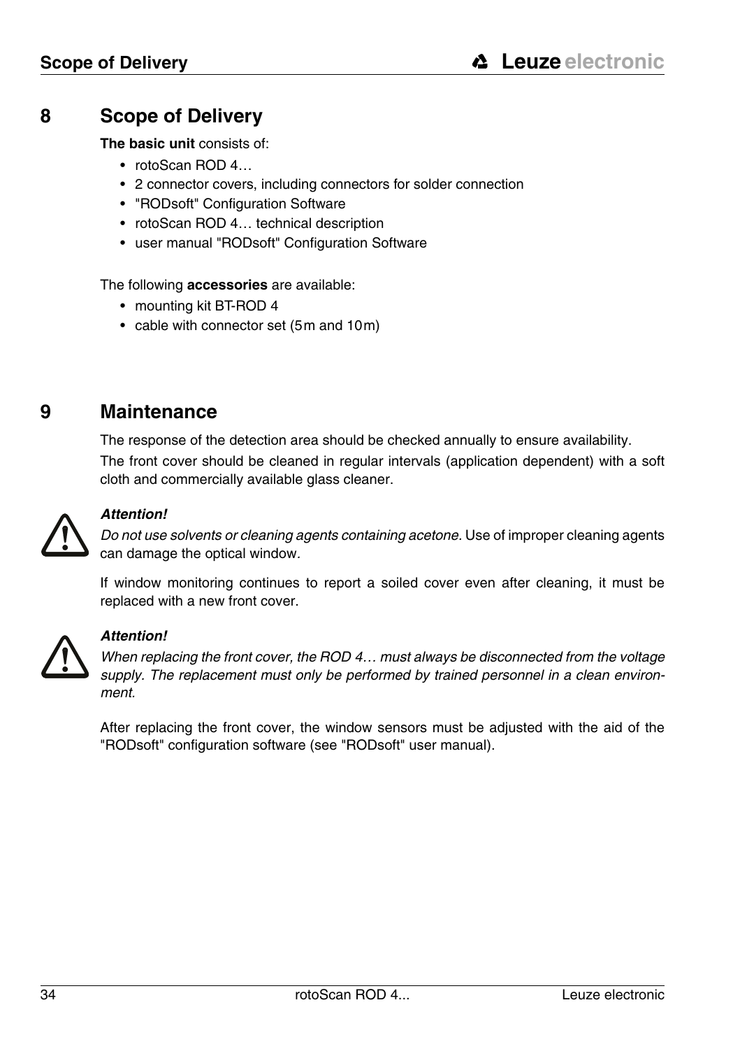# 8 Scope of Delivery

**The basic unit** consists of:

- rotoScan ROD 4…
- 2 connector covers, including connectors for solder connection
- "RODsoft" Configuration Software
- rotoScan ROD 4… technical description
- user manual "RODsoft" Configuration Software

The following **accessories** are available:

- mounting kit BT-ROD 4
- cable with connector set (5 m and 10 m)

# 9 Maintenance

The response of the detection area should be checked annually to ensure availability.

The front cover should be cleaned in regular intervals (application dependent) with a soft cloth and commercially available glass cleaner.

***Attention!***

*Do not use solvents or cleaning agents containing acetone.* Use of improper cleaning agents can damage the optical window.

If window monitoring continues to report a soiled cover even after cleaning, it must be replaced with a new front cover.

***Attention!***

*When replacing the front cover, the ROD 4… must always be disconnected from the voltage supply. The replacement must only be performed by trained personnel in a clean environment.*

After replacing the front cover, the window sensors must be adjusted with the aid of the "RODsoft" configuration software (see "RODsoft" user manual).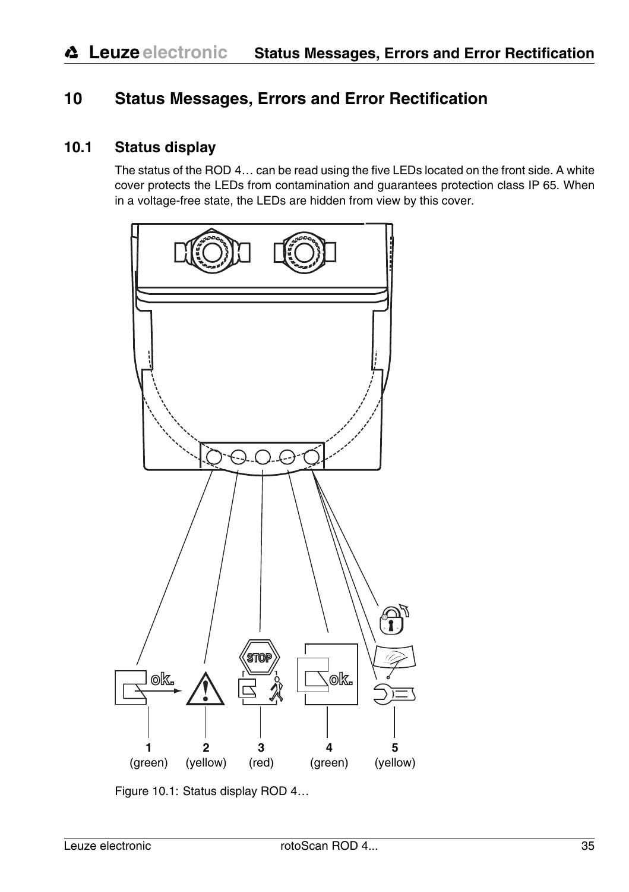# 10 Status Messages, Errors and Error Rectification

## 10.1 Status display

The status of the ROD 4… can be read using the five LEDs located on the front side. A white cover protects the LEDs from contamination and guarantees protection class IP 65. When in a voltage-free state, the LEDs are hidden from view by this cover.

1 (green) 2 (yellow) 3 (red) 4 (green) 5 (yellow)

Figure 10.1: Status display ROD 4…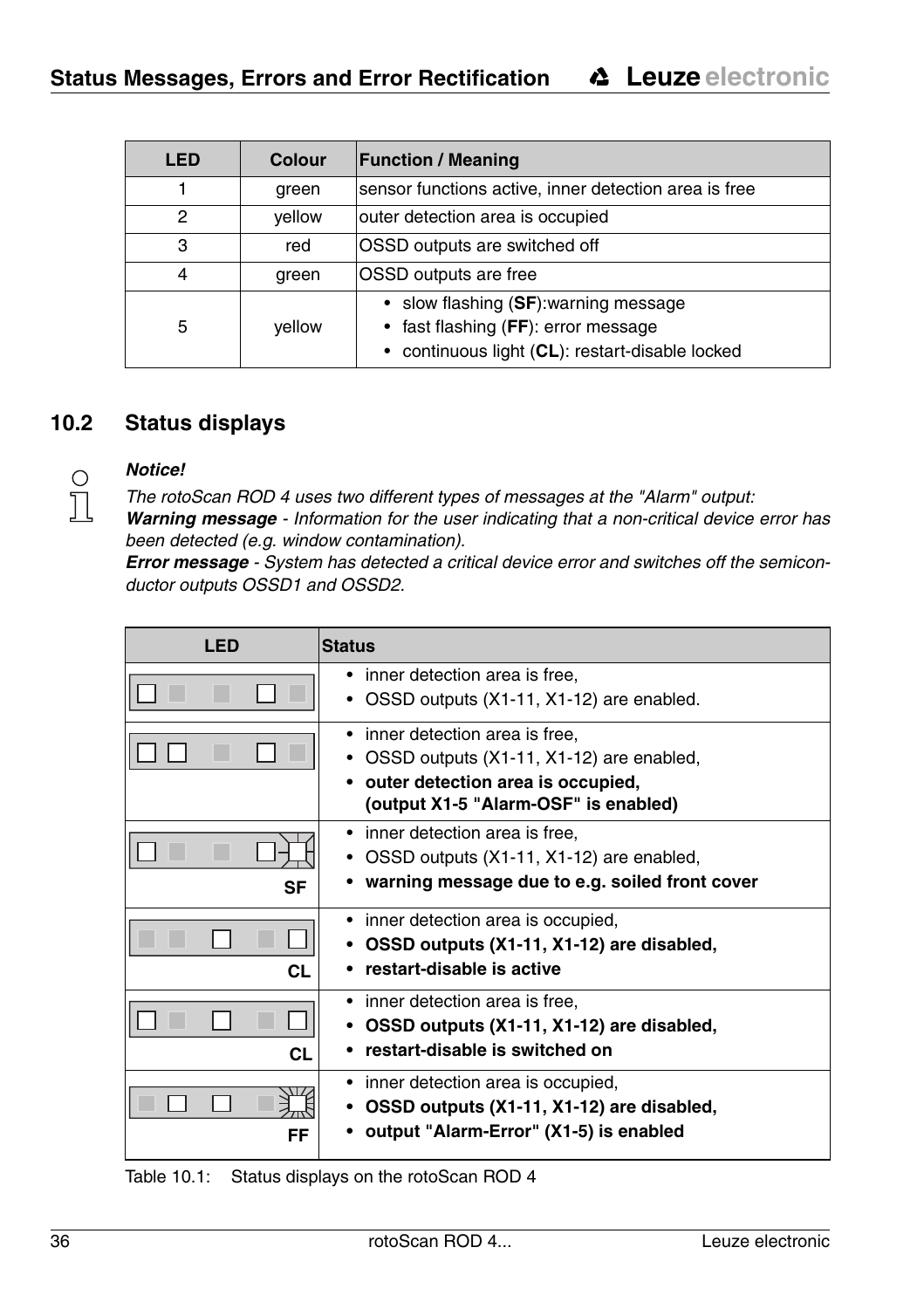| LED | Colour | Function / Meaning |
|---|---|---|
| 1 | green | sensor functions active, inner detection area is free |
| 2 | yellow | outer detection area is occupied |
| 3 | red | OSSD outputs are switched off |
| 4 | green | OSSD outputs are free |
| 5 | yellow | • slow flashing (**SF**):warning message<br>• fast flashing (**FF**): error message<br>• continuous light (**CL**): restart-disable locked |

## 10.2 Status displays

***Notice!***

*The rotoScan ROD 4 uses two different types of messages at the "Alarm" output:*
***Warning message*** *- Information for the user indicating that a non-critical device error has been detected (e.g. window contamination).*
***Error message*** *- System has detected a critical device error and switches off the semiconductor outputs OSSD1 and OSSD2.*

| LED | Status |
|---|---|
| | • inner detection area is free,<br>• OSSD outputs (X1-11, X1-12) are enabled. |
| | • inner detection area is free,<br>• OSSD outputs (X1-11, X1-12) are enabled,<br>• **outer detection area is occupied, (output X1-5 "Alarm-OSF" is enabled)** |
| SF | • inner detection area is free,<br>• OSSD outputs (X1-11, X1-12) are enabled,<br>• **warning message due to e.g. soiled front cover** |
| CL | • inner detection area is occupied,<br>• **OSSD outputs (X1-11, X1-12) are disabled,**<br>• **restart-disable is active** |
| CL | • inner detection area is free,<br>• **OSSD outputs (X1-11, X1-12) are disabled,**<br>• **restart-disable is switched on** |
| FF | • inner detection area is occupied,<br>• **OSSD outputs (X1-11, X1-12) are disabled,**<br>• **output "Alarm-Error" (X1-5) is enabled** |

Table 10.1: Status displays on the rotoScan ROD 4